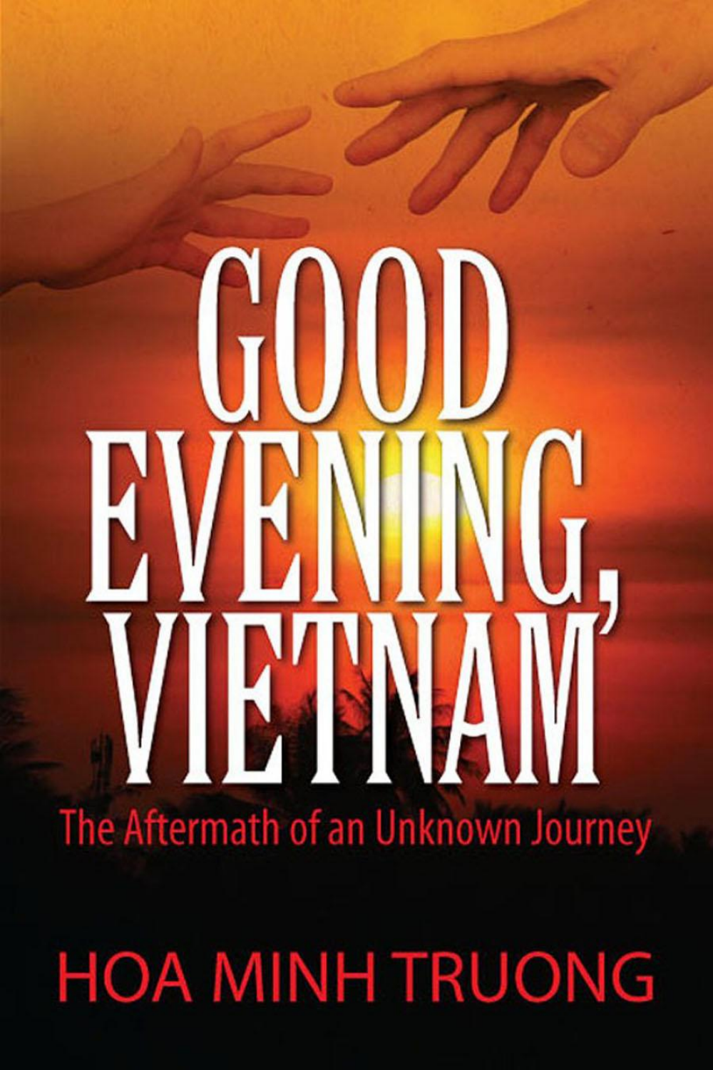# GOOD EVENING, VIETNAM

## The Aftermath of an Unknown Journey

HOA MINH TRUONG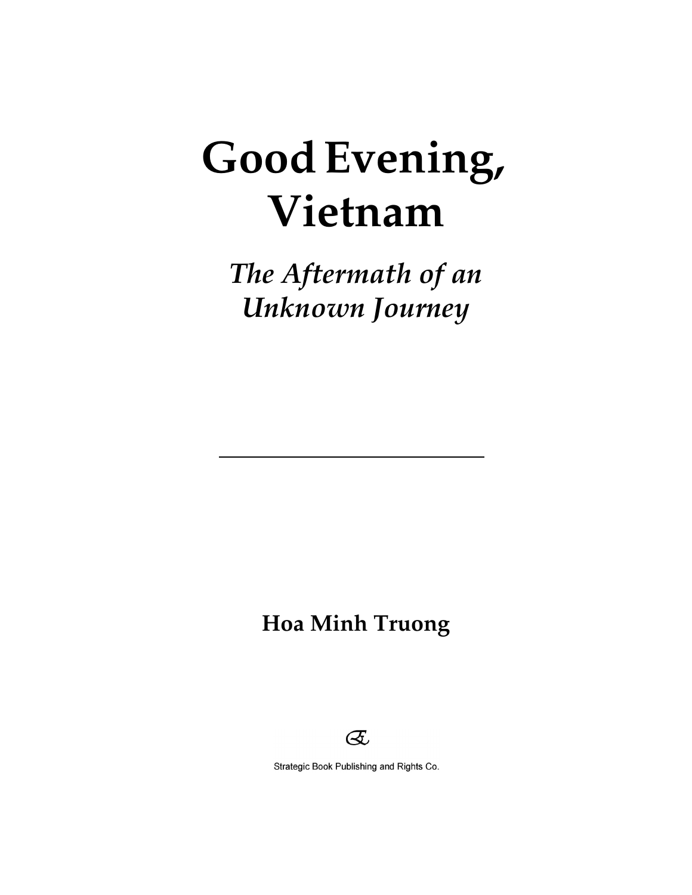# Good Evening, Vietnam

*The Aftermath of an Unknown Journey*

---

**Hoa Minh Truong**

Strategic Book Publishing and Rights Co.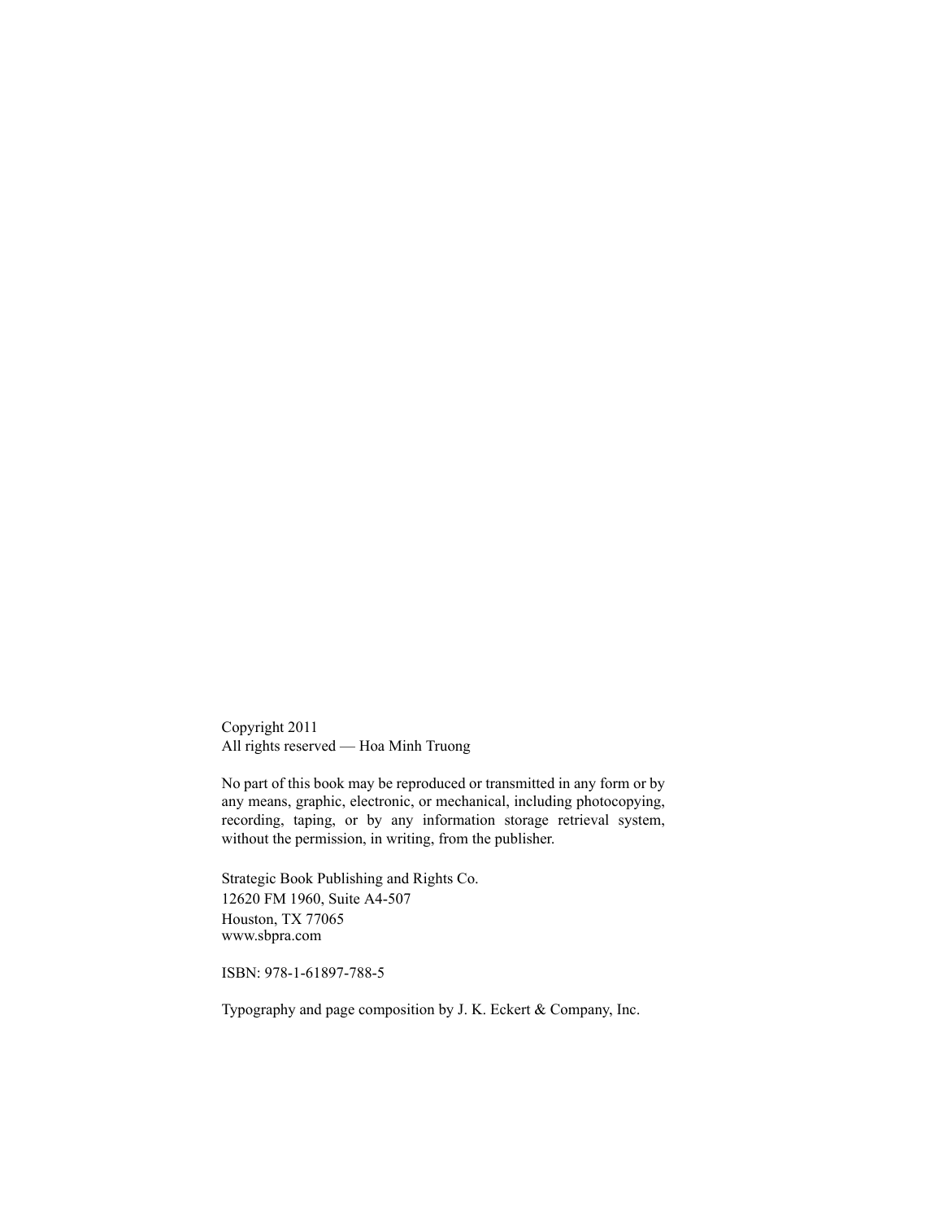Copyright 2011
All rights reserved — Hoa Minh Truong

No part of this book may be reproduced or transmitted in any form or by any means, graphic, electronic, or mechanical, including photocopying, recording, taping, or by any information storage retrieval system, without the permission, in writing, from the publisher.

Strategic Book Publishing and Rights Co.
12620 FM 1960, Suite A4-507
Houston, TX 77065
www.sbpra.com

ISBN: 978-1-61897-788-5

Typography and page composition by J. K. Eckert & Company, Inc.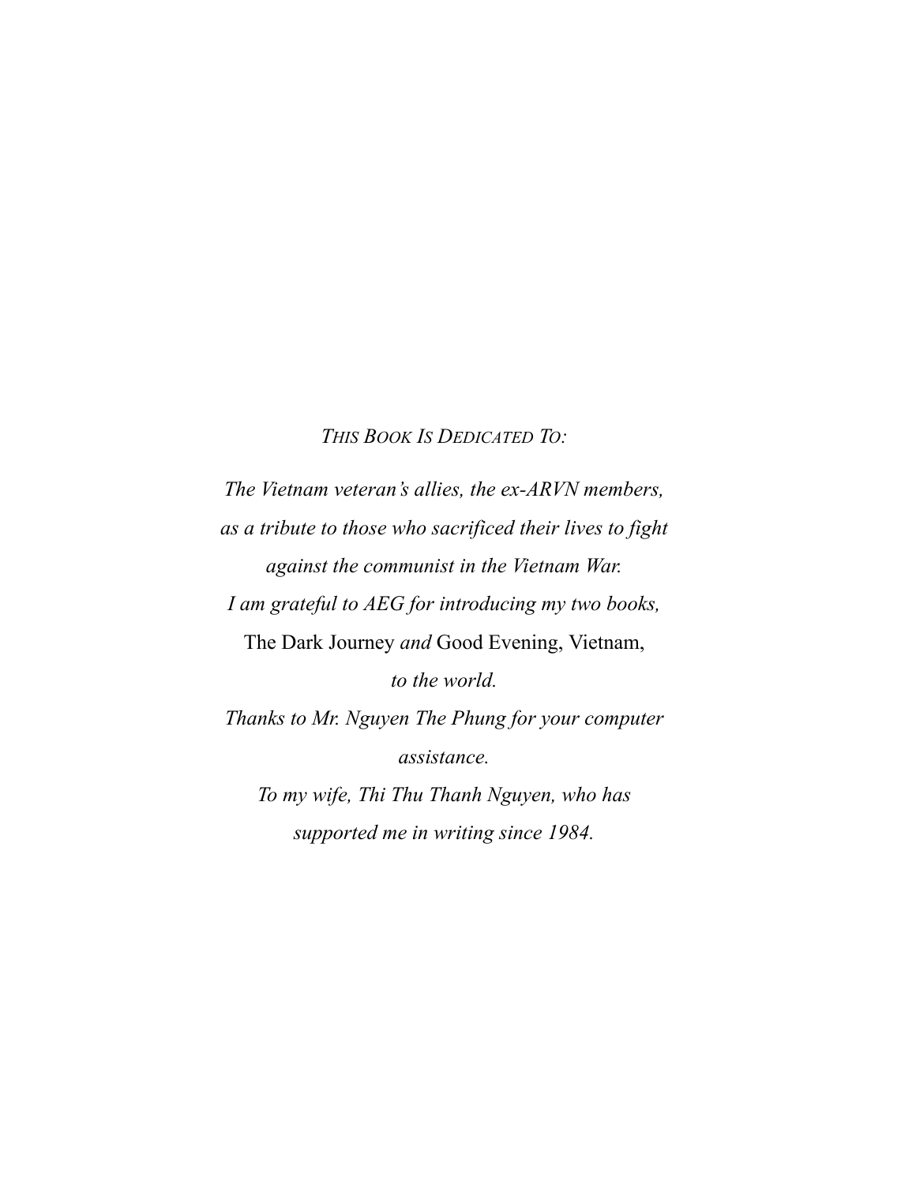*THIS BOOK IS DEDICATED TO:*

*The Vietnam veteran's allies, the ex-ARVN members, as a tribute to those who sacrificed their lives to fight against the communist in the Vietnam War.*

*I am grateful to AEG for introducing my two books,* The Dark Journey *and* Good Evening, Vietnam, *to the world.*

*Thanks to Mr. Nguyen The Phung for your computer assistance.*

*To my wife, Thi Thu Thanh Nguyen, who has supported me in writing since 1984.*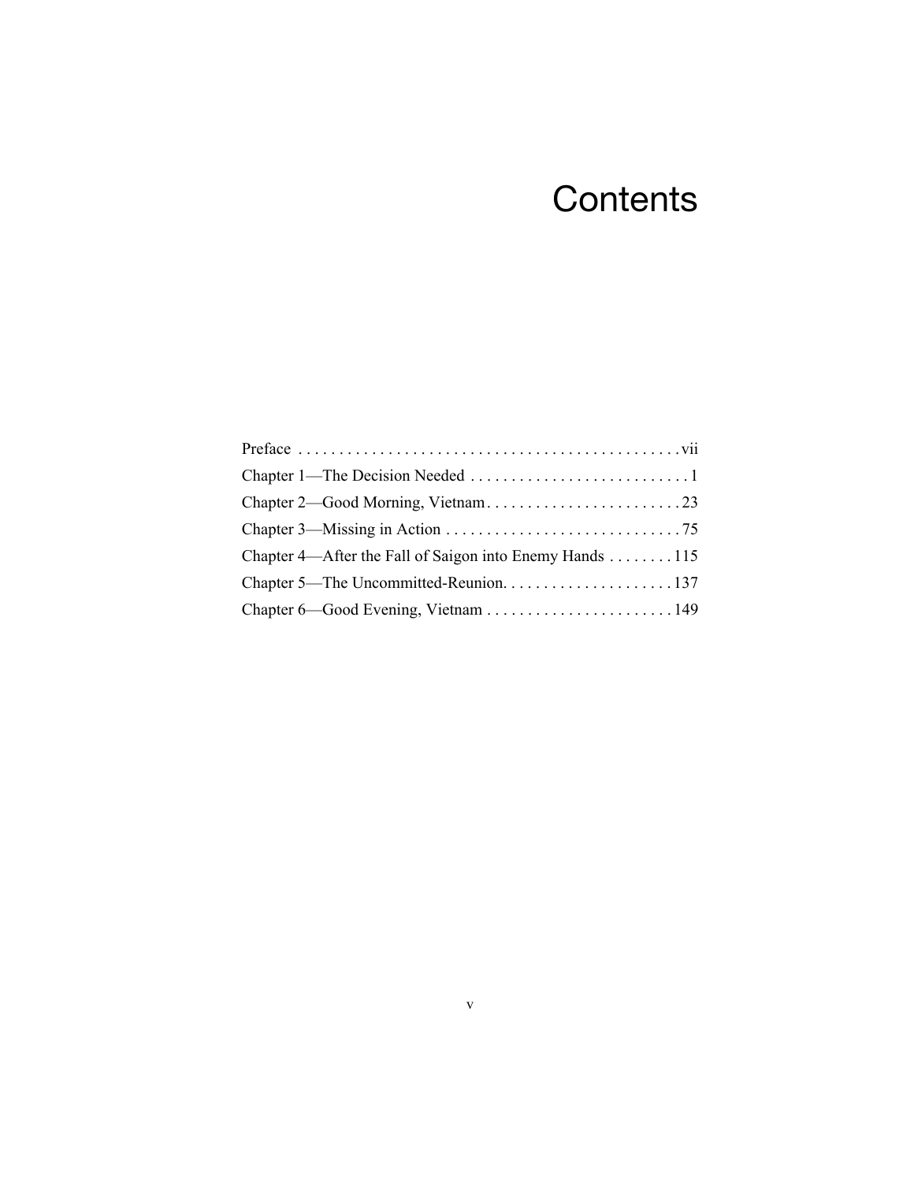# Contents

Preface . . . . . . . . . . . . . . . . . . . . . . . . . . . . . . . . . . . . . . . . . . . . . . vii

Chapter 1—The Decision Needed . . . . . . . . . . . . . . . . . . . . . . . . . . . 1

Chapter 2—Good Morning, Vietnam . . . . . . . . . . . . . . . . . . . . . . . . 23

Chapter 3—Missing in Action . . . . . . . . . . . . . . . . . . . . . . . . . . . . . 75

Chapter 4—After the Fall of Saigon into Enemy Hands . . . . . . . . 115

Chapter 5—The Uncommitted-Reunion. . . . . . . . . . . . . . . . . . . . . 137

Chapter 6—Good Evening, Vietnam . . . . . . . . . . . . . . . . . . . . . . . 149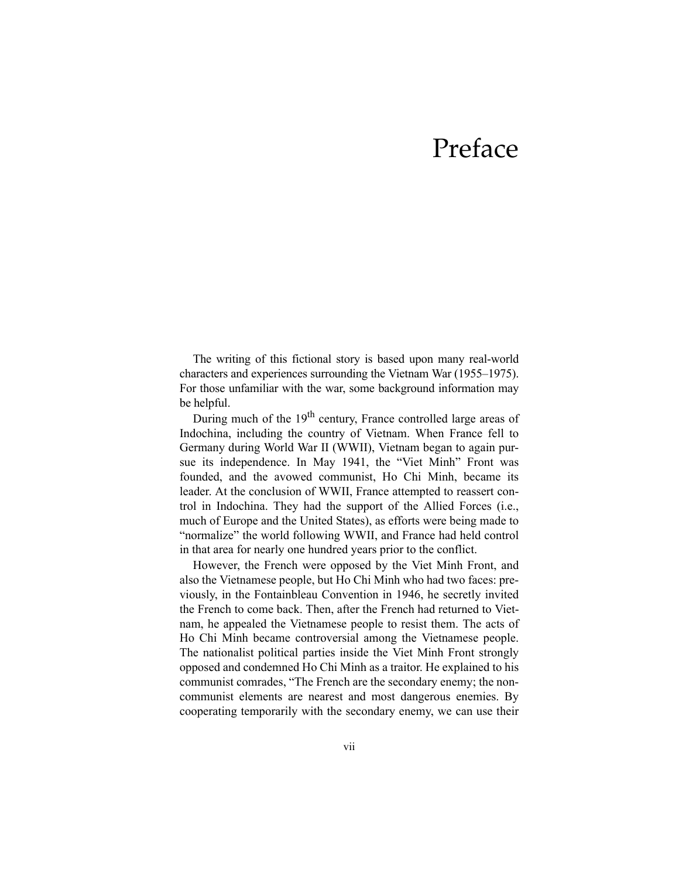# Preface

The writing of this fictional story is based upon many real-world characters and experiences surrounding the Vietnam War (1955–1975). For those unfamiliar with the war, some background information may be helpful.

During much of the 19th century, France controlled large areas of Indochina, including the country of Vietnam. When France fell to Germany during World War II (WWII), Vietnam began to again pursue its independence. In May 1941, the "Viet Minh" Front was founded, and the avowed communist, Ho Chi Minh, became its leader. At the conclusion of WWII, France attempted to reassert control in Indochina. They had the support of the Allied Forces (i.e., much of Europe and the United States), as efforts were being made to "normalize" the world following WWII, and France had held control in that area for nearly one hundred years prior to the conflict.

However, the French were opposed by the Viet Minh Front, and also the Vietnamese people, but Ho Chi Minh who had two faces: previously, in the Fontainbleau Convention in 1946, he secretly invited the French to come back. Then, after the French had returned to Vietnam, he appealed the Vietnamese people to resist them. The acts of Ho Chi Minh became controversial among the Vietnamese people. The nationalist political parties inside the Viet Minh Front strongly opposed and condemned Ho Chi Minh as a traitor. He explained to his communist comrades, "The French are the secondary enemy; the non-communist elements are nearest and most dangerous enemies. By cooperating temporarily with the secondary enemy, we can use their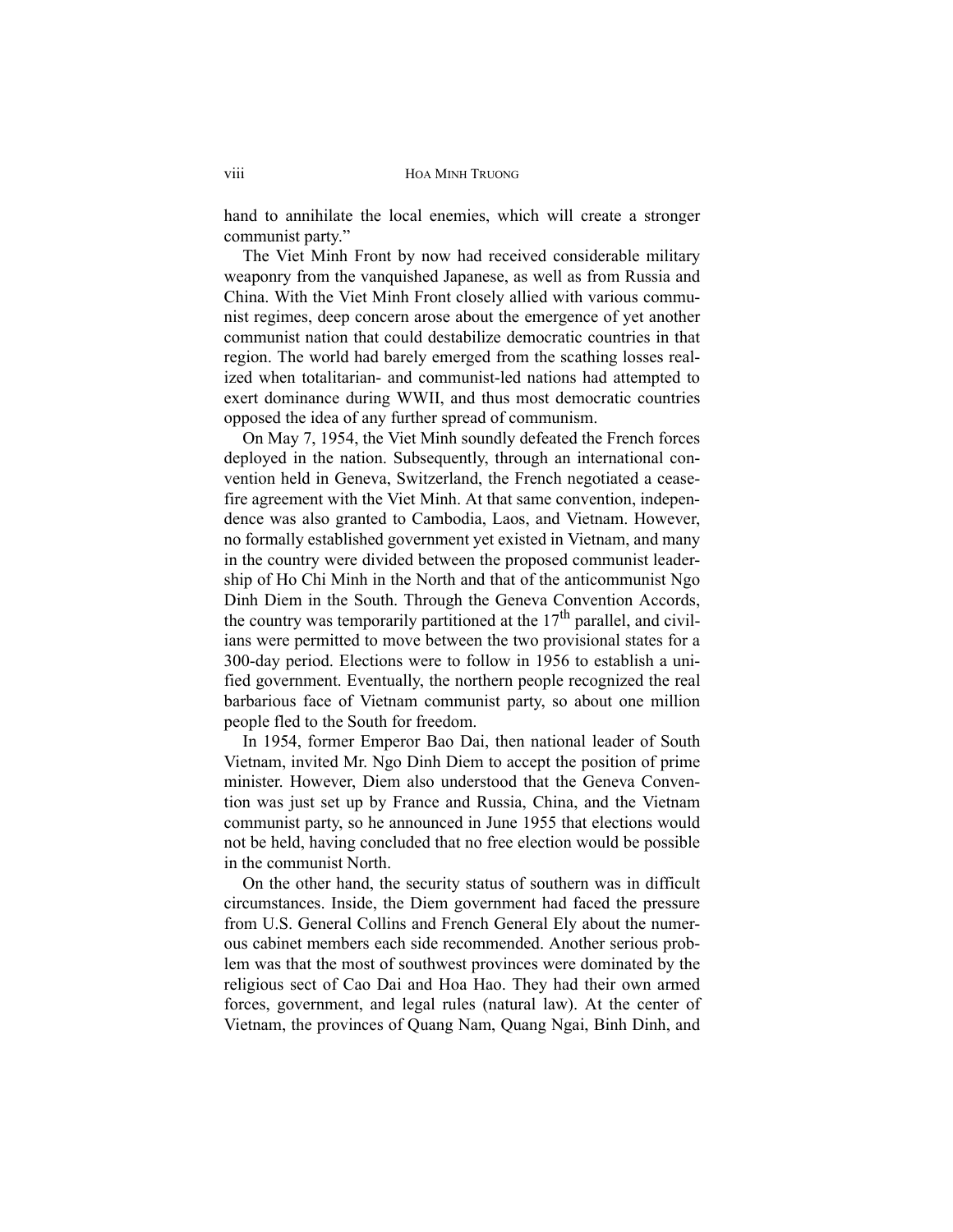hand to annihilate the local enemies, which will create a stronger communist party."

The Viet Minh Front by now had received considerable military weaponry from the vanquished Japanese, as well as from Russia and China. With the Viet Minh Front closely allied with various communist regimes, deep concern arose about the emergence of yet another communist nation that could destabilize democratic countries in that region. The world had barely emerged from the scathing losses realized when totalitarian- and communist-led nations had attempted to exert dominance during WWII, and thus most democratic countries opposed the idea of any further spread of communism.

On May 7, 1954, the Viet Minh soundly defeated the French forces deployed in the nation. Subsequently, through an international convention held in Geneva, Switzerland, the French negotiated a ceasefire agreement with the Viet Minh. At that same convention, independence was also granted to Cambodia, Laos, and Vietnam. However, no formally established government yet existed in Vietnam, and many in the country were divided between the proposed communist leadership of Ho Chi Minh in the North and that of the anticommunist Ngo Dinh Diem in the South. Through the Geneva Convention Accords, the country was temporarily partitioned at the 17th parallel, and civilians were permitted to move between the two provisional states for a 300-day period. Elections were to follow in 1956 to establish a unified government. Eventually, the northern people recognized the real barbarious face of Vietnam communist party, so about one million people fled to the South for freedom.

In 1954, former Emperor Bao Dai, then national leader of South Vietnam, invited Mr. Ngo Dinh Diem to accept the position of prime minister. However, Diem also understood that the Geneva Convention was just set up by France and Russia, China, and the Vietnam communist party, so he announced in June 1955 that elections would not be held, having concluded that no free election would be possible in the communist North.

On the other hand, the security status of southern was in difficult circumstances. Inside, the Diem government had faced the pressure from U.S. General Collins and French General Ely about the numerous cabinet members each side recommended. Another serious problem was that the most of southwest provinces were dominated by the religious sect of Cao Dai and Hoa Hao. They had their own armed forces, government, and legal rules (natural law). At the center of Vietnam, the provinces of Quang Nam, Quang Ngai, Binh Dinh, and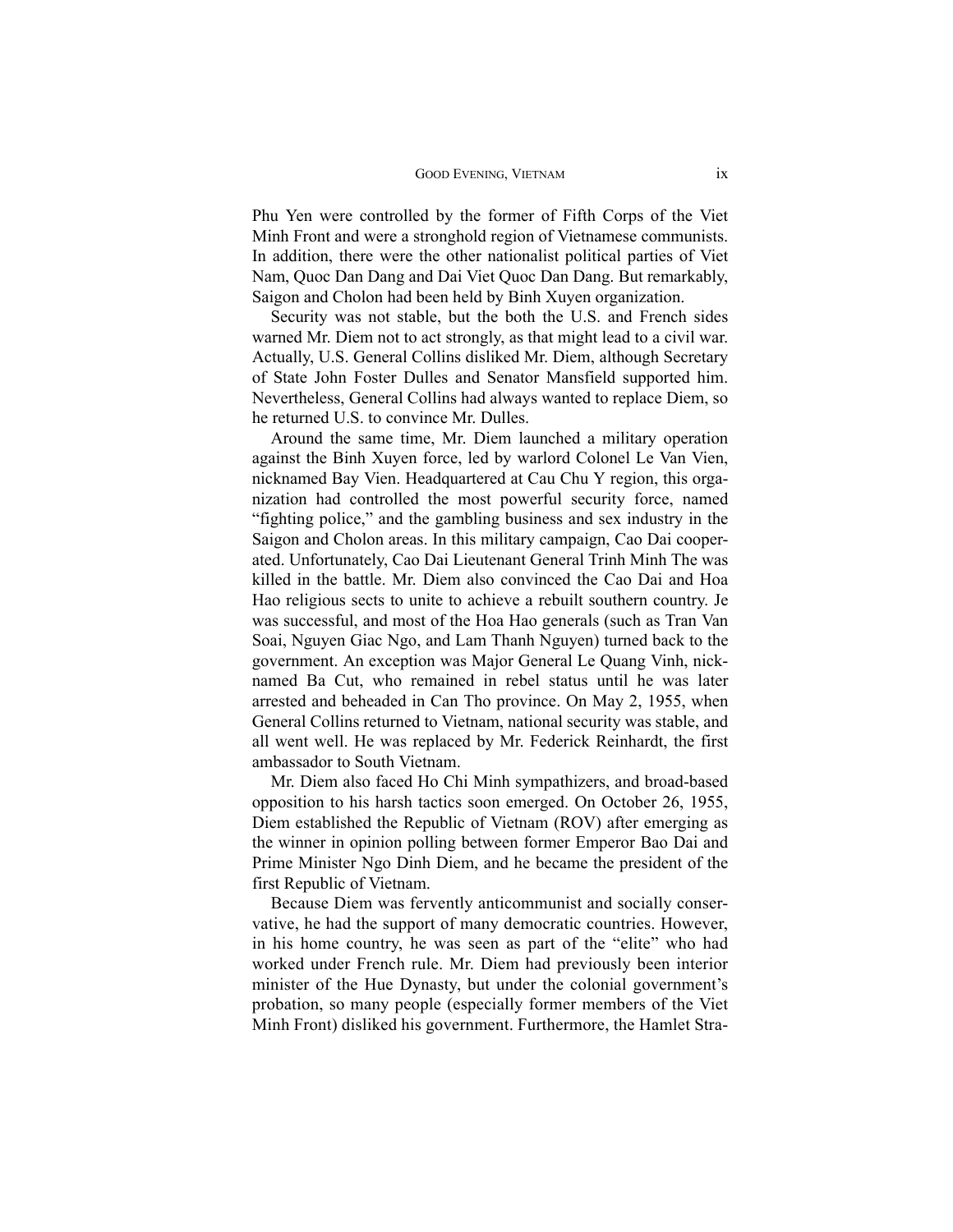Phu Yen were controlled by the former of Fifth Corps of the Viet Minh Front and were a stronghold region of Vietnamese communists. In addition, there were the other nationalist political parties of Viet Nam, Quoc Dan Dang and Dai Viet Quoc Dan Dang. But remarkably, Saigon and Cholon had been held by Binh Xuyen organization.

Security was not stable, but the both the U.S. and French sides warned Mr. Diem not to act strongly, as that might lead to a civil war. Actually, U.S. General Collins disliked Mr. Diem, although Secretary of State John Foster Dulles and Senator Mansfield supported him. Nevertheless, General Collins had always wanted to replace Diem, so he returned U.S. to convince Mr. Dulles.

Around the same time, Mr. Diem launched a military operation against the Binh Xuyen force, led by warlord Colonel Le Van Vien, nicknamed Bay Vien. Headquartered at Cau Chu Y region, this organization had controlled the most powerful security force, named "fighting police," and the gambling business and sex industry in the Saigon and Cholon areas. In this military campaign, Cao Dai cooperated. Unfortunately, Cao Dai Lieutenant General Trinh Minh The was killed in the battle. Mr. Diem also convinced the Cao Dai and Hoa Hao religious sects to unite to achieve a rebuilt southern country. Je was successful, and most of the Hoa Hao generals (such as Tran Van Soai, Nguyen Giac Ngo, and Lam Thanh Nguyen) turned back to the government. An exception was Major General Le Quang Vinh, nicknamed Ba Cut, who remained in rebel status until he was later arrested and beheaded in Can Tho province. On May 2, 1955, when General Collins returned to Vietnam, national security was stable, and all went well. He was replaced by Mr. Federick Reinhardt, the first ambassador to South Vietnam.

Mr. Diem also faced Ho Chi Minh sympathizers, and broad-based opposition to his harsh tactics soon emerged. On October 26, 1955, Diem established the Republic of Vietnam (ROV) after emerging as the winner in opinion polling between former Emperor Bao Dai and Prime Minister Ngo Dinh Diem, and he became the president of the first Republic of Vietnam.

Because Diem was fervently anticommunist and socially conservative, he had the support of many democratic countries. However, in his home country, he was seen as part of the "elite" who had worked under French rule. Mr. Diem had previously been interior minister of the Hue Dynasty, but under the colonial government's probation, so many people (especially former members of the Viet Minh Front) disliked his government. Furthermore, the Hamlet Stra-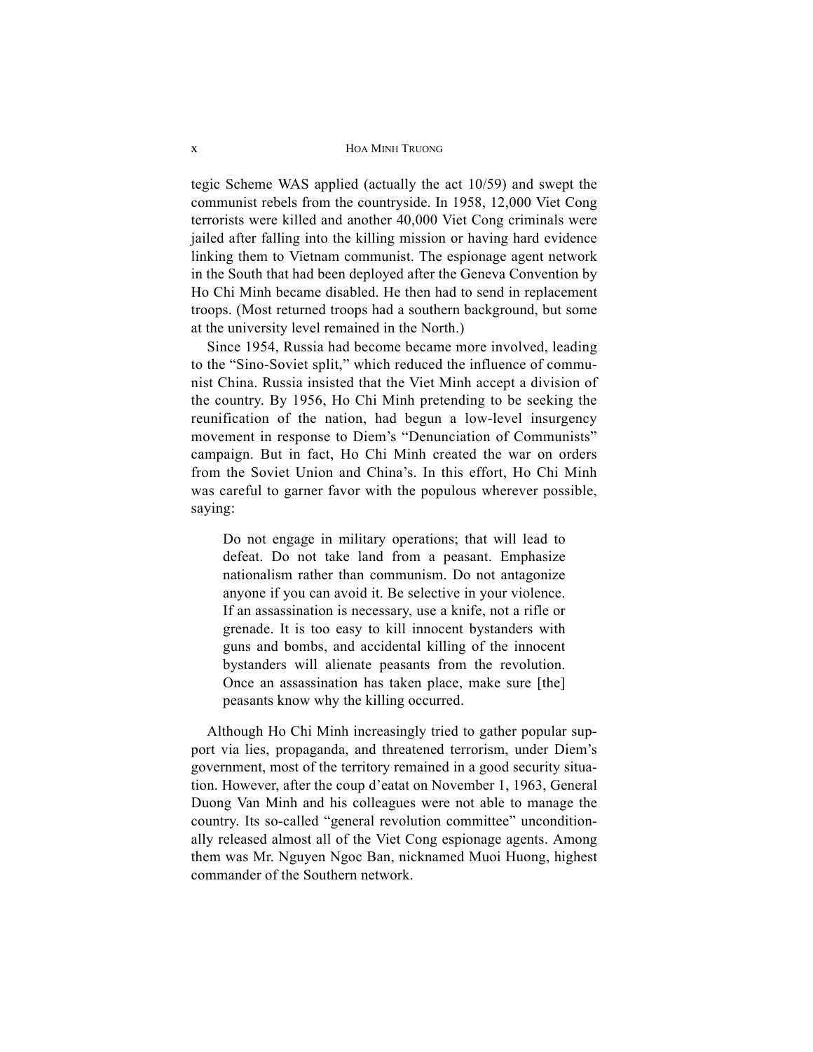tegic Scheme WAS applied (actually the act 10/59) and swept the communist rebels from the countryside. In 1958, 12,000 Viet Cong terrorists were killed and another 40,000 Viet Cong criminals were jailed after falling into the killing mission or having hard evidence linking them to Vietnam communist. The espionage agent network in the South that had been deployed after the Geneva Convention by Ho Chi Minh became disabled. He then had to send in replacement troops. (Most returned troops had a southern background, but some at the university level remained in the North.)

Since 1954, Russia had become became more involved, leading to the "Sino-Soviet split," which reduced the influence of communist China. Russia insisted that the Viet Minh accept a division of the country. By 1956, Ho Chi Minh pretending to be seeking the reunification of the nation, had begun a low-level insurgency movement in response to Diem's "Denunciation of Communists" campaign. But in fact, Ho Chi Minh created the war on orders from the Soviet Union and China's. In this effort, Ho Chi Minh was careful to garner favor with the populous wherever possible, saying:

> Do not engage in military operations; that will lead to defeat. Do not take land from a peasant. Emphasize nationalism rather than communism. Do not antagonize anyone if you can avoid it. Be selective in your violence. If an assassination is necessary, use a knife, not a rifle or grenade. It is too easy to kill innocent bystanders with guns and bombs, and accidental killing of the innocent bystanders will alienate peasants from the revolution. Once an assassination has taken place, make sure [the] peasants know why the killing occurred.

Although Ho Chi Minh increasingly tried to gather popular support via lies, propaganda, and threatened terrorism, under Diem's government, most of the territory remained in a good security situation. However, after the coup d'eatat on November 1, 1963, General Duong Van Minh and his colleagues were not able to manage the country. Its so-called "general revolution committee" unconditionally released almost all of the Viet Cong espionage agents. Among them was Mr. Nguyen Ngoc Ban, nicknamed Muoi Huong, highest commander of the Southern network.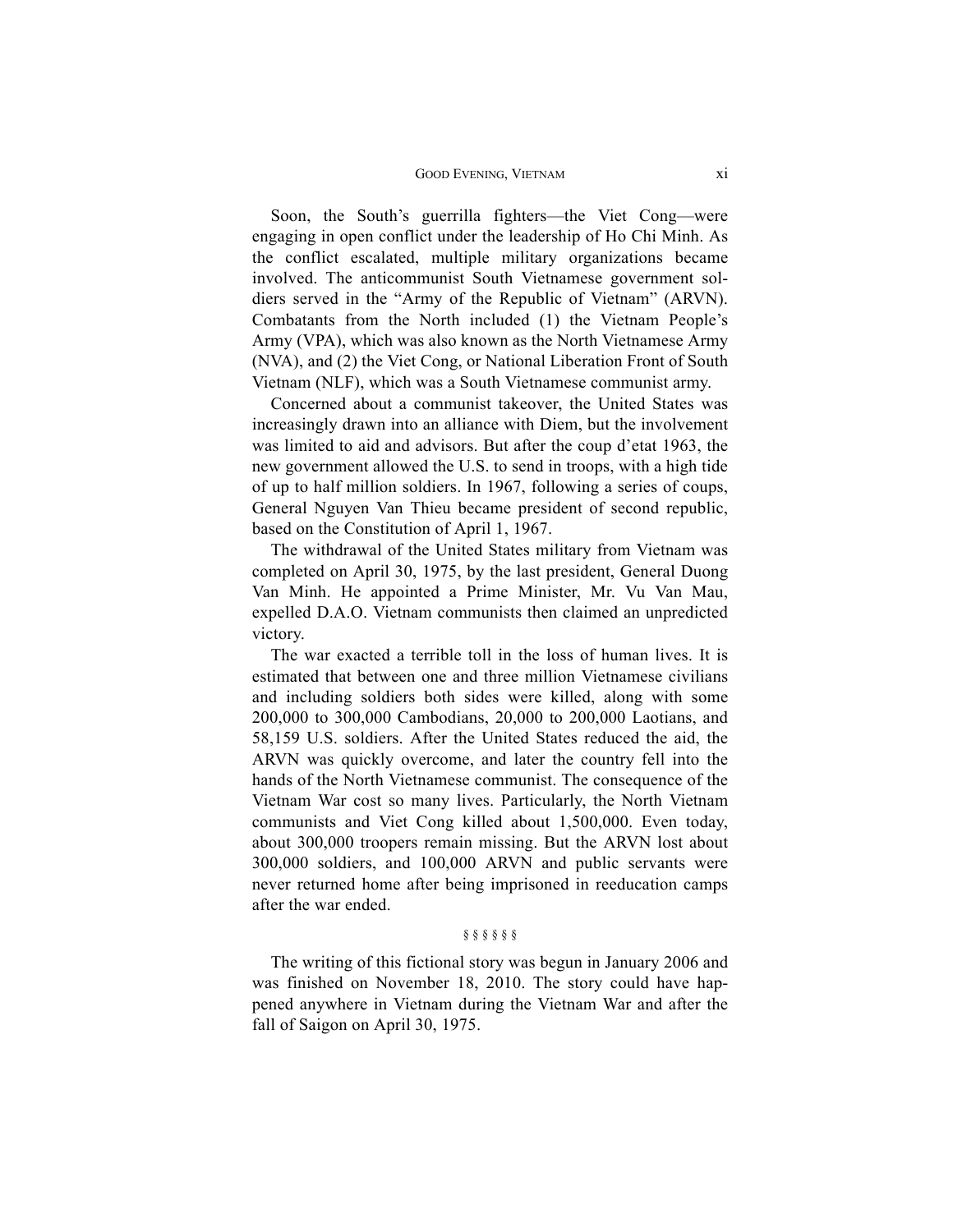Soon, the South's guerrilla fighters—the Viet Cong—were engaging in open conflict under the leadership of Ho Chi Minh. As the conflict escalated, multiple military organizations became involved. The anticommunist South Vietnamese government soldiers served in the "Army of the Republic of Vietnam" (ARVN). Combatants from the North included (1) the Vietnam People's Army (VPA), which was also known as the North Vietnamese Army (NVA), and (2) the Viet Cong, or National Liberation Front of South Vietnam (NLF), which was a South Vietnamese communist army.

Concerned about a communist takeover, the United States was increasingly drawn into an alliance with Diem, but the involvement was limited to aid and advisors. But after the coup d'etat 1963, the new government allowed the U.S. to send in troops, with a high tide of up to half million soldiers. In 1967, following a series of coups, General Nguyen Van Thieu became president of second republic, based on the Constitution of April 1, 1967.

The withdrawal of the United States military from Vietnam was completed on April 30, 1975, by the last president, General Duong Van Minh. He appointed a Prime Minister, Mr. Vu Van Mau, expelled D.A.O. Vietnam communists then claimed an unpredicted victory.

The war exacted a terrible toll in the loss of human lives. It is estimated that between one and three million Vietnamese civilians and including soldiers both sides were killed, along with some 200,000 to 300,000 Cambodians, 20,000 to 200,000 Laotians, and 58,159 U.S. soldiers. After the United States reduced the aid, the ARVN was quickly overcome, and later the country fell into the hands of the North Vietnamese communist. The consequence of the Vietnam War cost so many lives. Particularly, the North Vietnam communists and Viet Cong killed about 1,500,000. Even today, about 300,000 troopers remain missing. But the ARVN lost about 300,000 soldiers, and 100,000 ARVN and public servants were never returned home after being imprisoned in reeducation camps after the war ended.

§ § § § § §

The writing of this fictional story was begun in January 2006 and was finished on November 18, 2010. The story could have happened anywhere in Vietnam during the Vietnam War and after the fall of Saigon on April 30, 1975.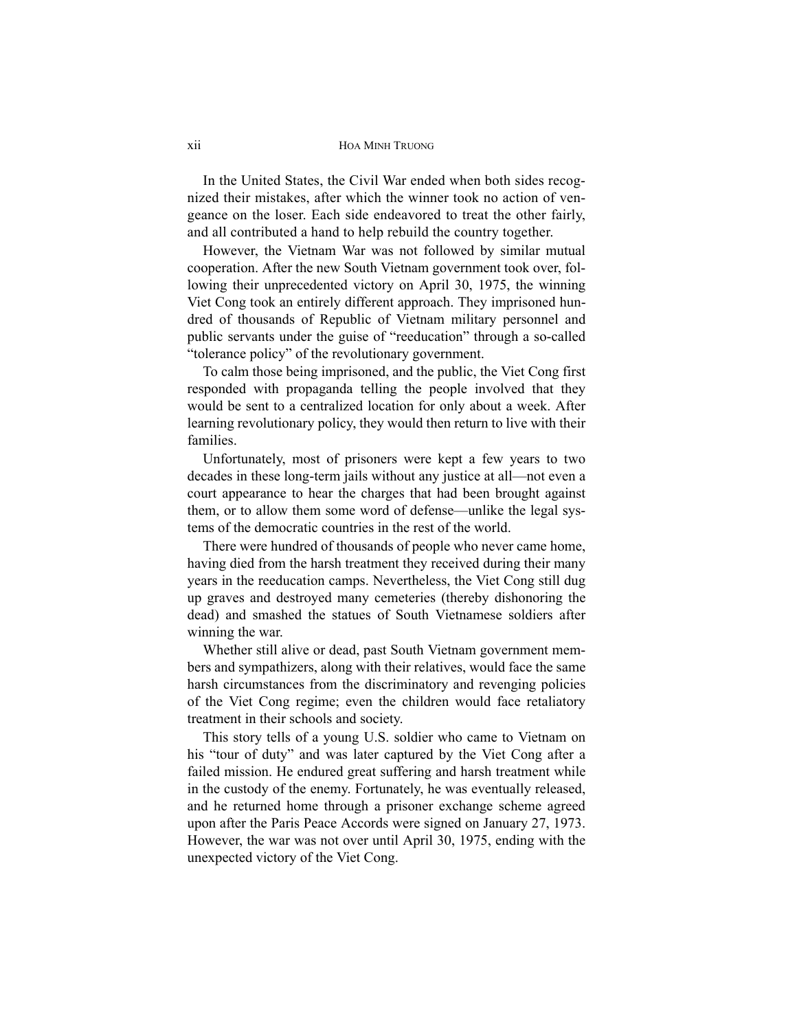In the United States, the Civil War ended when both sides recognized their mistakes, after which the winner took no action of vengeance on the loser. Each side endeavored to treat the other fairly, and all contributed a hand to help rebuild the country together.

However, the Vietnam War was not followed by similar mutual cooperation. After the new South Vietnam government took over, following their unprecedented victory on April 30, 1975, the winning Viet Cong took an entirely different approach. They imprisoned hundred of thousands of Republic of Vietnam military personnel and public servants under the guise of "reeducation" through a so-called "tolerance policy" of the revolutionary government.

To calm those being imprisoned, and the public, the Viet Cong first responded with propaganda telling the people involved that they would be sent to a centralized location for only about a week. After learning revolutionary policy, they would then return to live with their families.

Unfortunately, most of prisoners were kept a few years to two decades in these long-term jails without any justice at all—not even a court appearance to hear the charges that had been brought against them, or to allow them some word of defense—unlike the legal systems of the democratic countries in the rest of the world.

There were hundred of thousands of people who never came home, having died from the harsh treatment they received during their many years in the reeducation camps. Nevertheless, the Viet Cong still dug up graves and destroyed many cemeteries (thereby dishonoring the dead) and smashed the statues of South Vietnamese soldiers after winning the war.

Whether still alive or dead, past South Vietnam government members and sympathizers, along with their relatives, would face the same harsh circumstances from the discriminatory and revenging policies of the Viet Cong regime; even the children would face retaliatory treatment in their schools and society.

This story tells of a young U.S. soldier who came to Vietnam on his "tour of duty" and was later captured by the Viet Cong after a failed mission. He endured great suffering and harsh treatment while in the custody of the enemy. Fortunately, he was eventually released, and he returned home through a prisoner exchange scheme agreed upon after the Paris Peace Accords were signed on January 27, 1973. However, the war was not over until April 30, 1975, ending with the unexpected victory of the Viet Cong.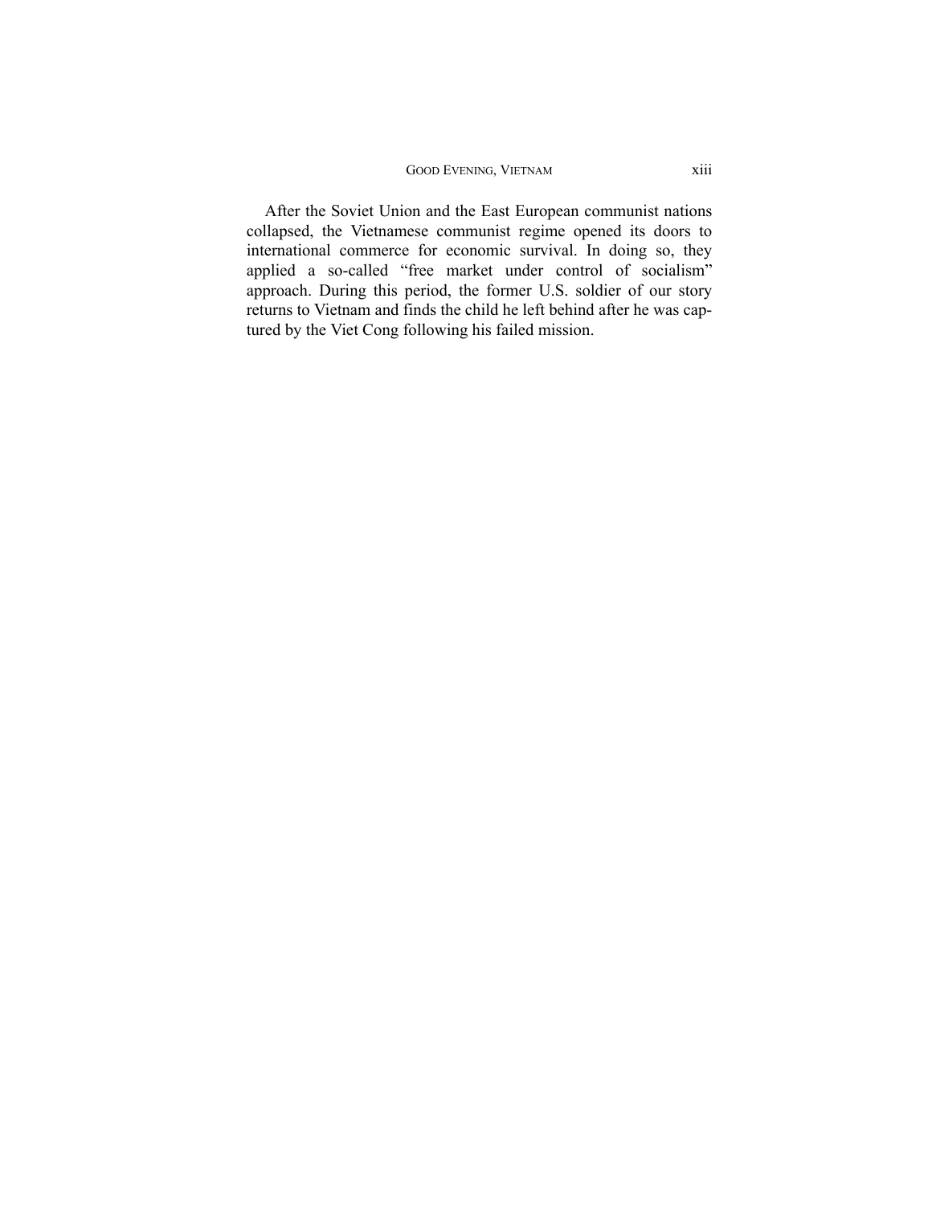After the Soviet Union and the East European communist nations collapsed, the Vietnamese communist regime opened its doors to international commerce for economic survival. In doing so, they applied a so-called "free market under control of socialism" approach. During this period, the former U.S. soldier of our story returns to Vietnam and finds the child he left behind after he was captured by the Viet Cong following his failed mission.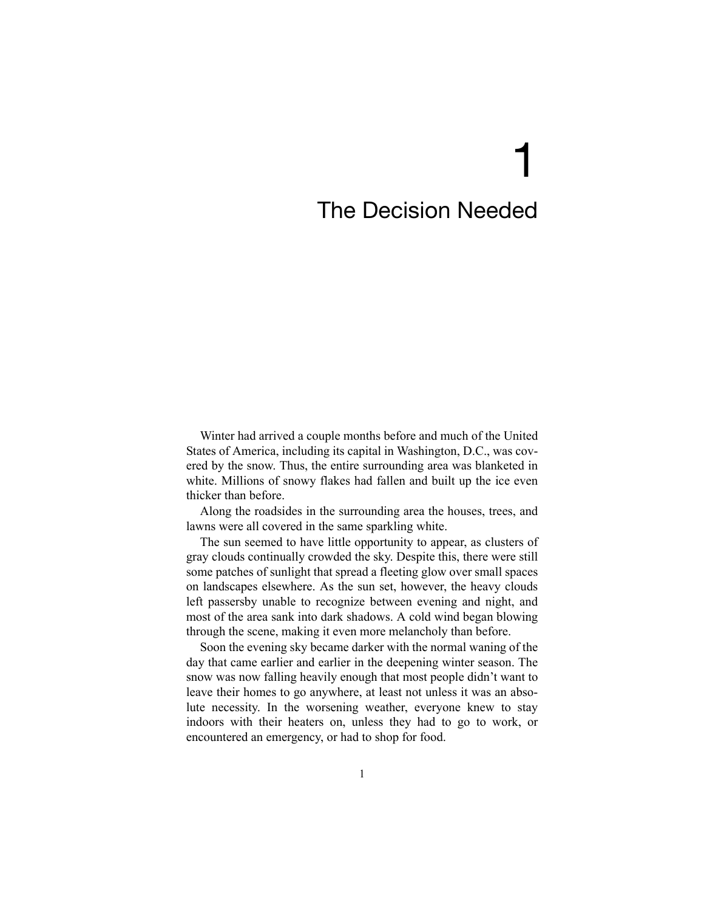# 1

# The Decision Needed

Winter had arrived a couple months before and much of the United States of America, including its capital in Washington, D.C., was covered by the snow. Thus, the entire surrounding area was blanketed in white. Millions of snowy flakes had fallen and built up the ice even thicker than before.

Along the roadsides in the surrounding area the houses, trees, and lawns were all covered in the same sparkling white.

The sun seemed to have little opportunity to appear, as clusters of gray clouds continually crowded the sky. Despite this, there were still some patches of sunlight that spread a fleeting glow over small spaces on landscapes elsewhere. As the sun set, however, the heavy clouds left passersby unable to recognize between evening and night, and most of the area sank into dark shadows. A cold wind began blowing through the scene, making it even more melancholy than before.

Soon the evening sky became darker with the normal waning of the day that came earlier and earlier in the deepening winter season. The snow was now falling heavily enough that most people didn't want to leave their homes to go anywhere, at least not unless it was an absolute necessity. In the worsening weather, everyone knew to stay indoors with their heaters on, unless they had to go to work, or encountered an emergency, or had to shop for food.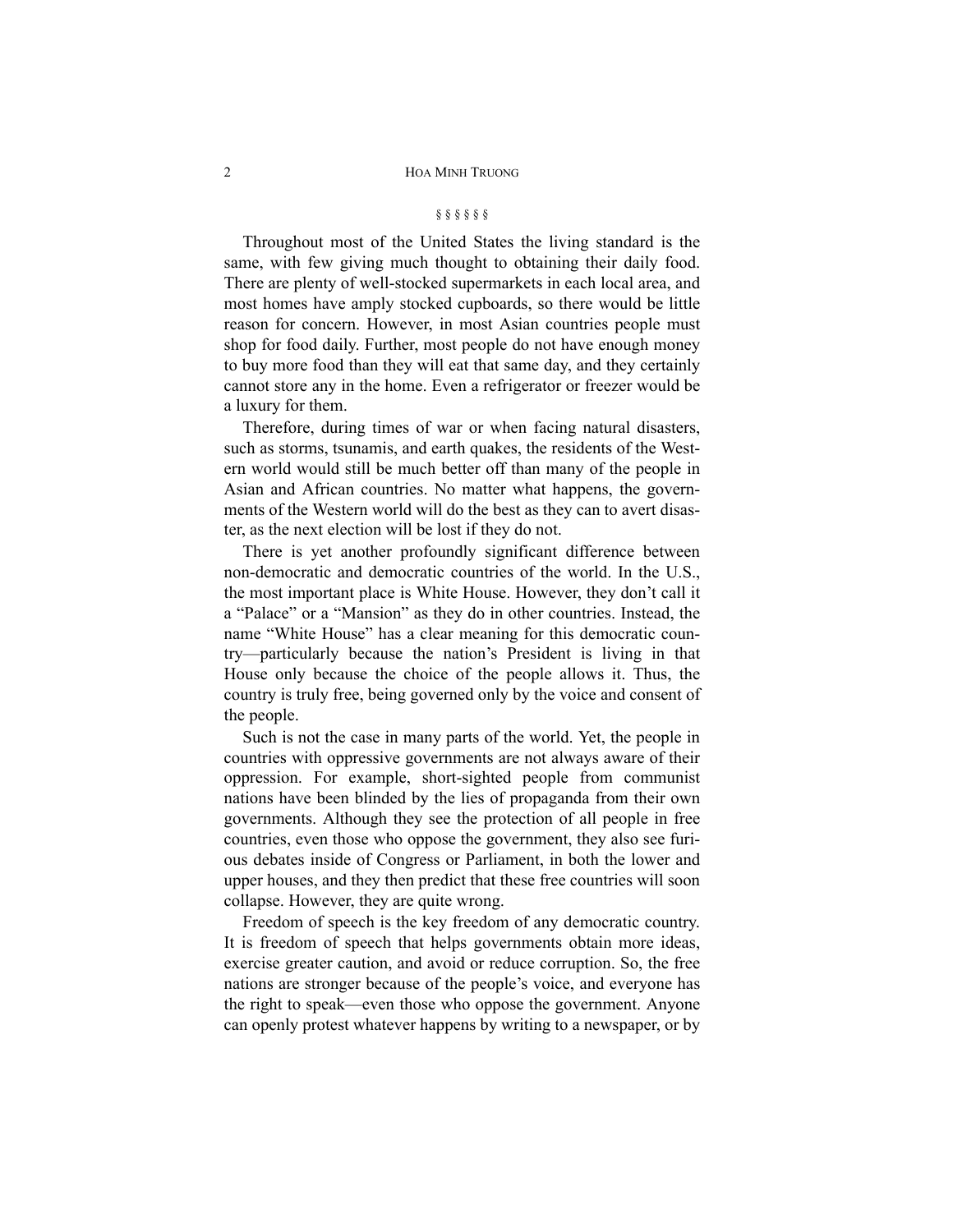§ § § § § §

Throughout most of the United States the living standard is the same, with few giving much thought to obtaining their daily food. There are plenty of well-stocked supermarkets in each local area, and most homes have amply stocked cupboards, so there would be little reason for concern. However, in most Asian countries people must shop for food daily. Further, most people do not have enough money to buy more food than they will eat that same day, and they certainly cannot store any in the home. Even a refrigerator or freezer would be a luxury for them.

Therefore, during times of war or when facing natural disasters, such as storms, tsunamis, and earth quakes, the residents of the Western world would still be much better off than many of the people in Asian and African countries. No matter what happens, the governments of the Western world will do the best as they can to avert disaster, as the next election will be lost if they do not.

There is yet another profoundly significant difference between non-democratic and democratic countries of the world. In the U.S., the most important place is White House. However, they don't call it a "Palace" or a "Mansion" as they do in other countries. Instead, the name "White House" has a clear meaning for this democratic country—particularly because the nation's President is living in that House only because the choice of the people allows it. Thus, the country is truly free, being governed only by the voice and consent of the people.

Such is not the case in many parts of the world. Yet, the people in countries with oppressive governments are not always aware of their oppression. For example, short-sighted people from communist nations have been blinded by the lies of propaganda from their own governments. Although they see the protection of all people in free countries, even those who oppose the government, they also see furious debates inside of Congress or Parliament, in both the lower and upper houses, and they then predict that these free countries will soon collapse. However, they are quite wrong.

Freedom of speech is the key freedom of any democratic country. It is freedom of speech that helps governments obtain more ideas, exercise greater caution, and avoid or reduce corruption. So, the free nations are stronger because of the people's voice, and everyone has the right to speak—even those who oppose the government. Anyone can openly protest whatever happens by writing to a newspaper, or by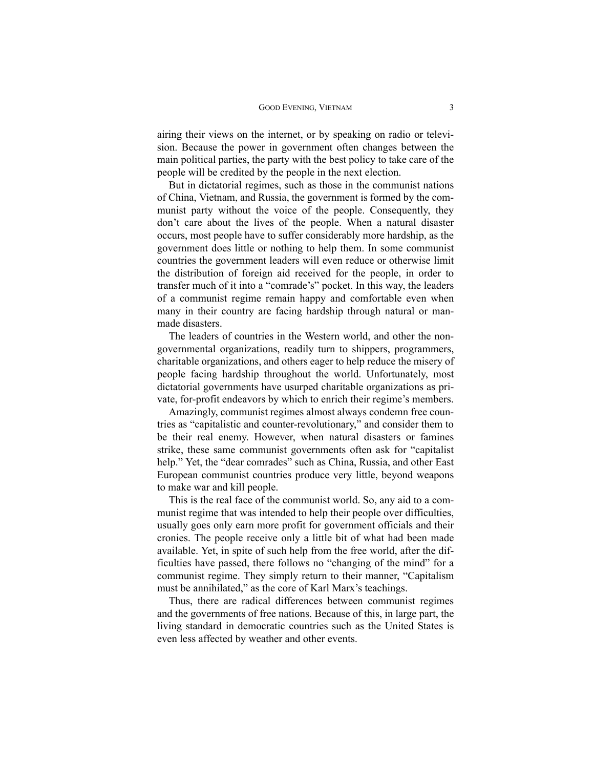airing their views on the internet, or by speaking on radio or television. Because the power in government often changes between the main political parties, the party with the best policy to take care of the people will be credited by the people in the next election.

But in dictatorial regimes, such as those in the communist nations of China, Vietnam, and Russia, the government is formed by the communist party without the voice of the people. Consequently, they don't care about the lives of the people. When a natural disaster occurs, most people have to suffer considerably more hardship, as the government does little or nothing to help them. In some communist countries the government leaders will even reduce or otherwise limit the distribution of foreign aid received for the people, in order to transfer much of it into a "comrade's" pocket. In this way, the leaders of a communist regime remain happy and comfortable even when many in their country are facing hardship through natural or man-made disasters.

The leaders of countries in the Western world, and other the non-governmental organizations, readily turn to shippers, programmers, charitable organizations, and others eager to help reduce the misery of people facing hardship throughout the world. Unfortunately, most dictatorial governments have usurped charitable organizations as private, for-profit endeavors by which to enrich their regime's members.

Amazingly, communist regimes almost always condemn free countries as "capitalistic and counter-revolutionary," and consider them to be their real enemy. However, when natural disasters or famines strike, these same communist governments often ask for "capitalist help." Yet, the "dear comrades" such as China, Russia, and other East European communist countries produce very little, beyond weapons to make war and kill people.

This is the real face of the communist world. So, any aid to a communist regime that was intended to help their people over difficulties, usually goes only earn more profit for government officials and their cronies. The people receive only a little bit of what had been made available. Yet, in spite of such help from the free world, after the difficulties have passed, there follows no "changing of the mind" for a communist regime. They simply return to their manner, "Capitalism must be annihilated," as the core of Karl Marx's teachings.

Thus, there are radical differences between communist regimes and the governments of free nations. Because of this, in large part, the living standard in democratic countries such as the United States is even less affected by weather and other events.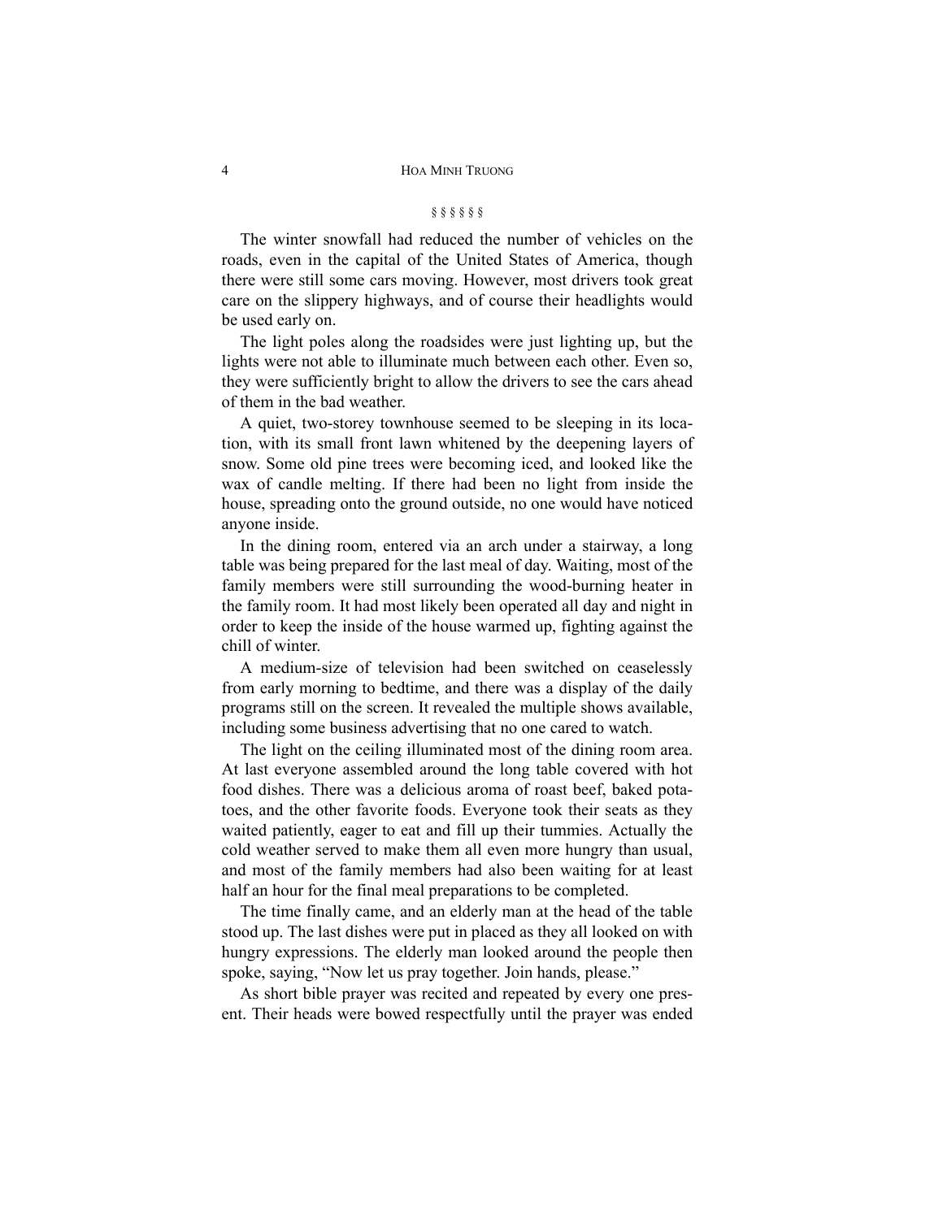§ § § § § §

The winter snowfall had reduced the number of vehicles on the roads, even in the capital of the United States of America, though there were still some cars moving. However, most drivers took great care on the slippery highways, and of course their headlights would be used early on.

The light poles along the roadsides were just lighting up, but the lights were not able to illuminate much between each other. Even so, they were sufficiently bright to allow the drivers to see the cars ahead of them in the bad weather.

A quiet, two-storey townhouse seemed to be sleeping in its location, with its small front lawn whitened by the deepening layers of snow. Some old pine trees were becoming iced, and looked like the wax of candle melting. If there had been no light from inside the house, spreading onto the ground outside, no one would have noticed anyone inside.

In the dining room, entered via an arch under a stairway, a long table was being prepared for the last meal of day. Waiting, most of the family members were still surrounding the wood-burning heater in the family room. It had most likely been operated all day and night in order to keep the inside of the house warmed up, fighting against the chill of winter.

A medium-size of television had been switched on ceaselessly from early morning to bedtime, and there was a display of the daily programs still on the screen. It revealed the multiple shows available, including some business advertising that no one cared to watch.

The light on the ceiling illuminated most of the dining room area. At last everyone assembled around the long table covered with hot food dishes. There was a delicious aroma of roast beef, baked potatoes, and the other favorite foods. Everyone took their seats as they waited patiently, eager to eat and fill up their tummies. Actually the cold weather served to make them all even more hungry than usual, and most of the family members had also been waiting for at least half an hour for the final meal preparations to be completed.

The time finally came, and an elderly man at the head of the table stood up. The last dishes were put in placed as they all looked on with hungry expressions. The elderly man looked around the people then spoke, saying, "Now let us pray together. Join hands, please."

As short bible prayer was recited and repeated by every one present. Their heads were bowed respectfully until the prayer was ended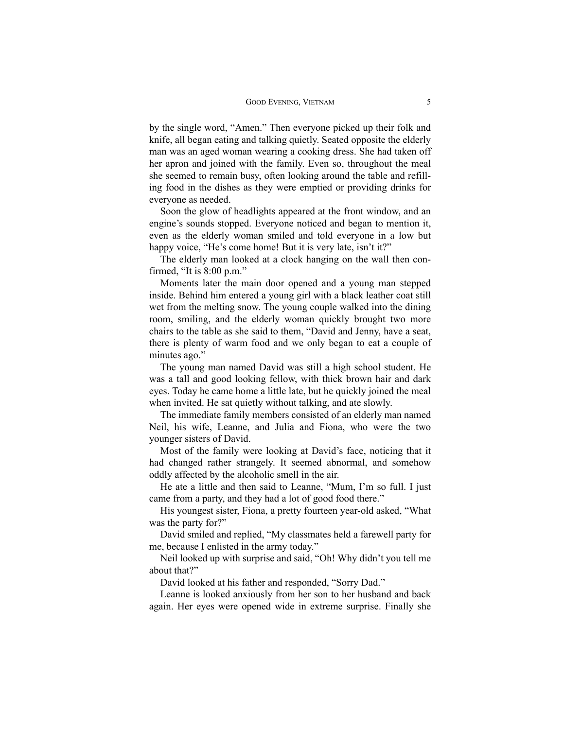by the single word, "Amen." Then everyone picked up their folk and knife, all began eating and talking quietly. Seated opposite the elderly man was an aged woman wearing a cooking dress. She had taken off her apron and joined with the family. Even so, throughout the meal she seemed to remain busy, often looking around the table and refilling food in the dishes as they were emptied or providing drinks for everyone as needed.

Soon the glow of headlights appeared at the front window, and an engine's sounds stopped. Everyone noticed and began to mention it, even as the elderly woman smiled and told everyone in a low but happy voice, "He's come home! But it is very late, isn't it?"

The elderly man looked at a clock hanging on the wall then confirmed, "It is 8:00 p.m."

Moments later the main door opened and a young man stepped inside. Behind him entered a young girl with a black leather coat still wet from the melting snow. The young couple walked into the dining room, smiling, and the elderly woman quickly brought two more chairs to the table as she said to them, "David and Jenny, have a seat, there is plenty of warm food and we only began to eat a couple of minutes ago."

The young man named David was still a high school student. He was a tall and good looking fellow, with thick brown hair and dark eyes. Today he came home a little late, but he quickly joined the meal when invited. He sat quietly without talking, and ate slowly.

The immediate family members consisted of an elderly man named Neil, his wife, Leanne, and Julia and Fiona, who were the two younger sisters of David.

Most of the family were looking at David's face, noticing that it had changed rather strangely. It seemed abnormal, and somehow oddly affected by the alcoholic smell in the air.

He ate a little and then said to Leanne, "Mum, I'm so full. I just came from a party, and they had a lot of good food there."

His youngest sister, Fiona, a pretty fourteen year-old asked, "What was the party for?"

David smiled and replied, "My classmates held a farewell party for me, because I enlisted in the army today."

Neil looked up with surprise and said, "Oh! Why didn't you tell me about that?"

David looked at his father and responded, "Sorry Dad."

Leanne is looked anxiously from her son to her husband and back again. Her eyes were opened wide in extreme surprise. Finally she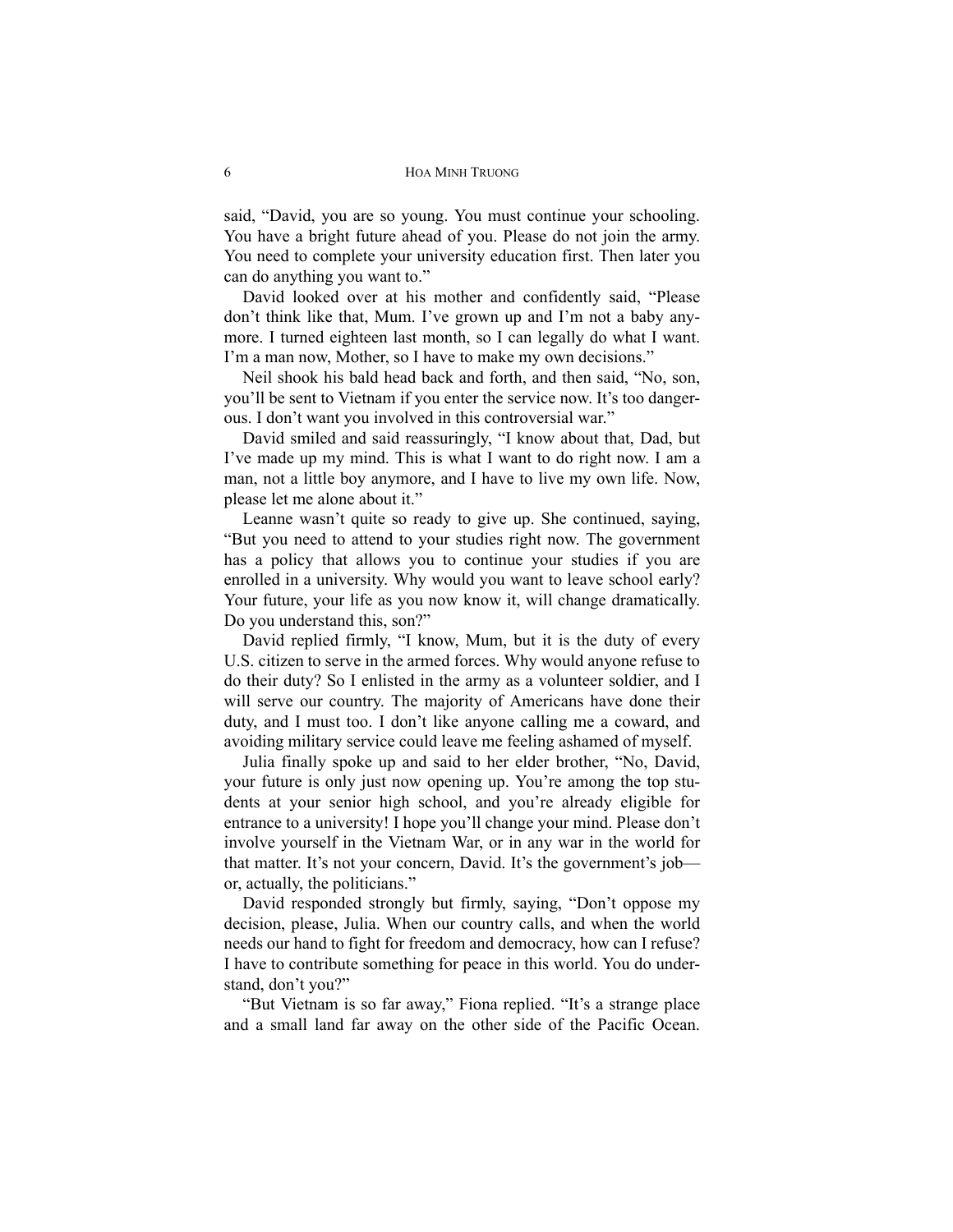said, "David, you are so young. You must continue your schooling. You have a bright future ahead of you. Please do not join the army. You need to complete your university education first. Then later you can do anything you want to."

David looked over at his mother and confidently said, "Please don't think like that, Mum. I've grown up and I'm not a baby anymore. I turned eighteen last month, so I can legally do what I want. I'm a man now, Mother, so I have to make my own decisions."

Neil shook his bald head back and forth, and then said, "No, son, you'll be sent to Vietnam if you enter the service now. It's too dangerous. I don't want you involved in this controversial war."

David smiled and said reassuringly, "I know about that, Dad, but I've made up my mind. This is what I want to do right now. I am a man, not a little boy anymore, and I have to live my own life. Now, please let me alone about it."

Leanne wasn't quite so ready to give up. She continued, saying, "But you need to attend to your studies right now. The government has a policy that allows you to continue your studies if you are enrolled in a university. Why would you want to leave school early? Your future, your life as you now know it, will change dramatically. Do you understand this, son?"

David replied firmly, "I know, Mum, but it is the duty of every U.S. citizen to serve in the armed forces. Why would anyone refuse to do their duty? So I enlisted in the army as a volunteer soldier, and I will serve our country. The majority of Americans have done their duty, and I must too. I don't like anyone calling me a coward, and avoiding military service could leave me feeling ashamed of myself.

Julia finally spoke up and said to her elder brother, "No, David, your future is only just now opening up. You're among the top students at your senior high school, and you're already eligible for entrance to a university! I hope you'll change your mind. Please don't involve yourself in the Vietnam War, or in any war in the world for that matter. It's not your concern, David. It's the government's job—or, actually, the politicians."

David responded strongly but firmly, saying, "Don't oppose my decision, please, Julia. When our country calls, and when the world needs our hand to fight for freedom and democracy, how can I refuse? I have to contribute something for peace in this world. You do understand, don't you?"

"But Vietnam is so far away," Fiona replied. "It's a strange place and a small land far away on the other side of the Pacific Ocean.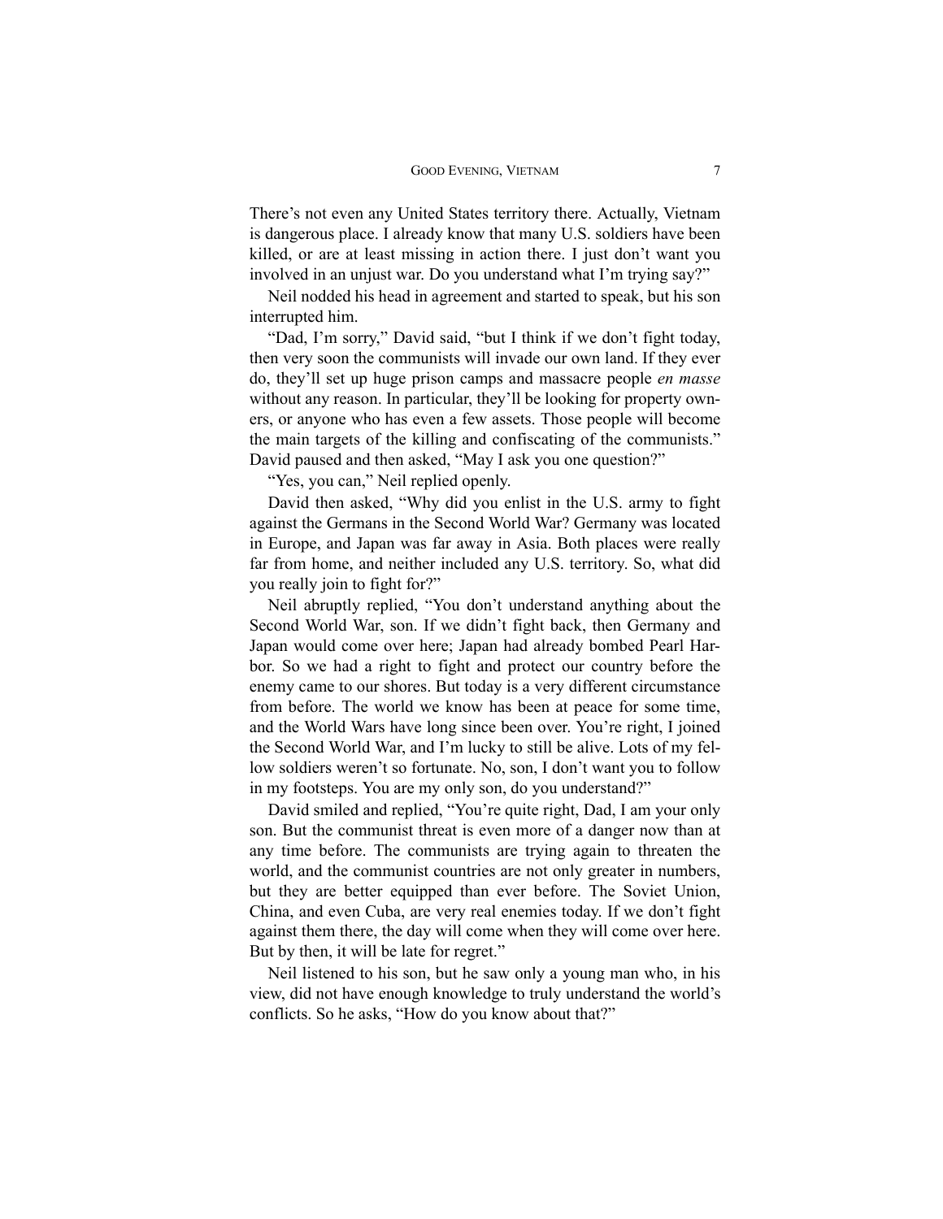There's not even any United States territory there. Actually, Vietnam is dangerous place. I already know that many U.S. soldiers have been killed, or are at least missing in action there. I just don't want you involved in an unjust war. Do you understand what I'm trying say?"

Neil nodded his head in agreement and started to speak, but his son interrupted him.

"Dad, I'm sorry," David said, "but I think if we don't fight today, then very soon the communists will invade our own land. If they ever do, they'll set up huge prison camps and massacre people *en masse* without any reason. In particular, they'll be looking for property owners, or anyone who has even a few assets. Those people will become the main targets of the killing and confiscating of the communists." David paused and then asked, "May I ask you one question?"

"Yes, you can," Neil replied openly.

David then asked, "Why did you enlist in the U.S. army to fight against the Germans in the Second World War? Germany was located in Europe, and Japan was far away in Asia. Both places were really far from home, and neither included any U.S. territory. So, what did you really join to fight for?"

Neil abruptly replied, "You don't understand anything about the Second World War, son. If we didn't fight back, then Germany and Japan would come over here; Japan had already bombed Pearl Harbor. So we had a right to fight and protect our country before the enemy came to our shores. But today is a very different circumstance from before. The world we know has been at peace for some time, and the World Wars have long since been over. You're right, I joined the Second World War, and I'm lucky to still be alive. Lots of my fellow soldiers weren't so fortunate. No, son, I don't want you to follow in my footsteps. You are my only son, do you understand?"

David smiled and replied, "You're quite right, Dad, I am your only son. But the communist threat is even more of a danger now than at any time before. The communists are trying again to threaten the world, and the communist countries are not only greater in numbers, but they are better equipped than ever before. The Soviet Union, China, and even Cuba, are very real enemies today. If we don't fight against them there, the day will come when they will come over here. But by then, it will be late for regret."

Neil listened to his son, but he saw only a young man who, in his view, did not have enough knowledge to truly understand the world's conflicts. So he asks, "How do you know about that?"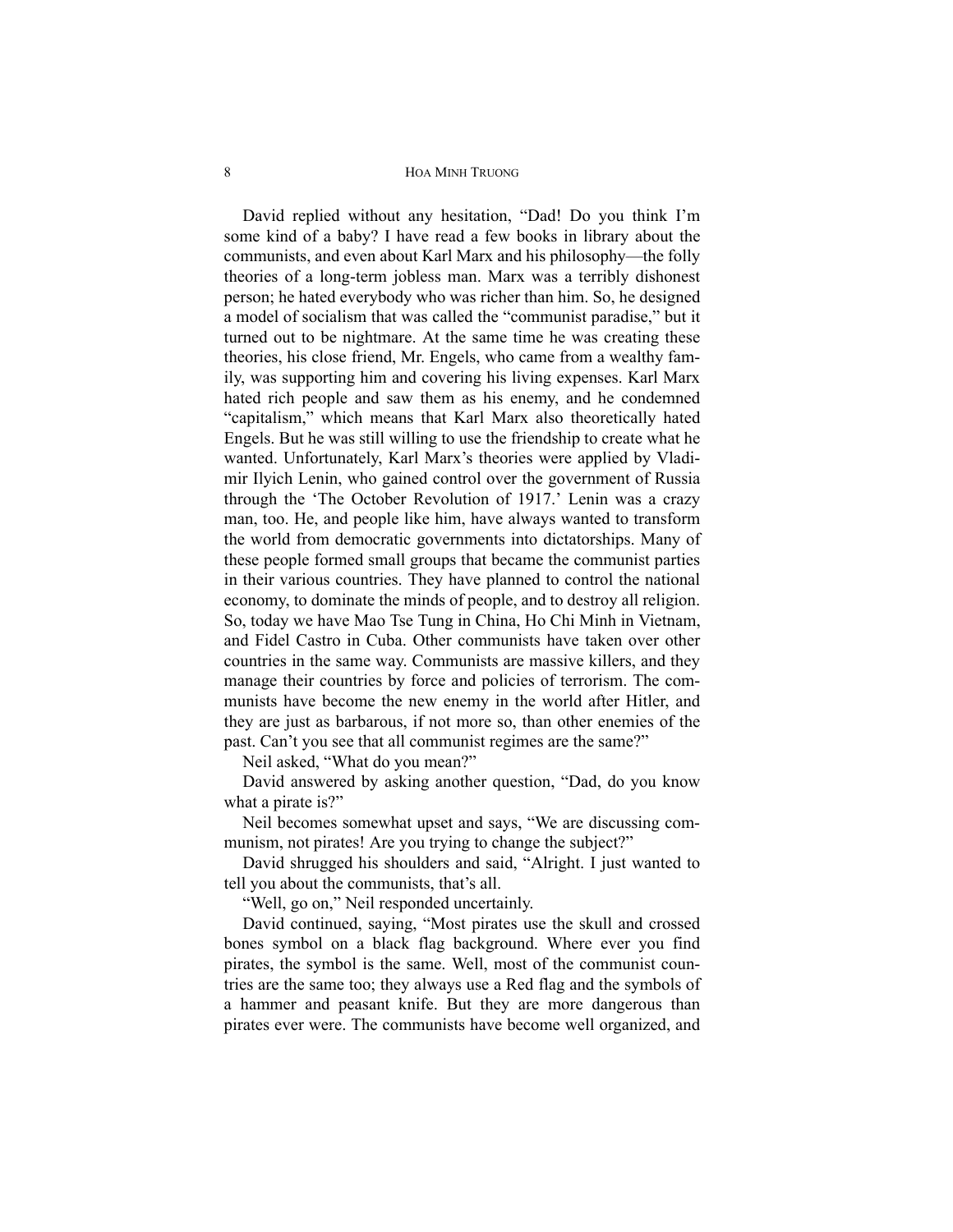David replied without any hesitation, "Dad! Do you think I'm some kind of a baby? I have read a few books in library about the communists, and even about Karl Marx and his philosophy—the folly theories of a long-term jobless man. Marx was a terribly dishonest person; he hated everybody who was richer than him. So, he designed a model of socialism that was called the "communist paradise," but it turned out to be nightmare. At the same time he was creating these theories, his close friend, Mr. Engels, who came from a wealthy family, was supporting him and covering his living expenses. Karl Marx hated rich people and saw them as his enemy, and he condemned "capitalism," which means that Karl Marx also theoretically hated Engels. But he was still willing to use the friendship to create what he wanted. Unfortunately, Karl Marx's theories were applied by Vladimir Ilyich Lenin, who gained control over the government of Russia through the 'The October Revolution of 1917.' Lenin was a crazy man, too. He, and people like him, have always wanted to transform the world from democratic governments into dictatorships. Many of these people formed small groups that became the communist parties in their various countries. They have planned to control the national economy, to dominate the minds of people, and to destroy all religion. So, today we have Mao Tse Tung in China, Ho Chi Minh in Vietnam, and Fidel Castro in Cuba. Other communists have taken over other countries in the same way. Communists are massive killers, and they manage their countries by force and policies of terrorism. The communists have become the new enemy in the world after Hitler, and they are just as barbarous, if not more so, than other enemies of the past. Can't you see that all communist regimes are the same?"

Neil asked, "What do you mean?"

David answered by asking another question, "Dad, do you know what a pirate is?"

Neil becomes somewhat upset and says, "We are discussing communism, not pirates! Are you trying to change the subject?"

David shrugged his shoulders and said, "Alright. I just wanted to tell you about the communists, that's all.

"Well, go on," Neil responded uncertainly.

David continued, saying, "Most pirates use the skull and crossed bones symbol on a black flag background. Where ever you find pirates, the symbol is the same. Well, most of the communist countries are the same too; they always use a Red flag and the symbols of a hammer and peasant knife. But they are more dangerous than pirates ever were. The communists have become well organized, and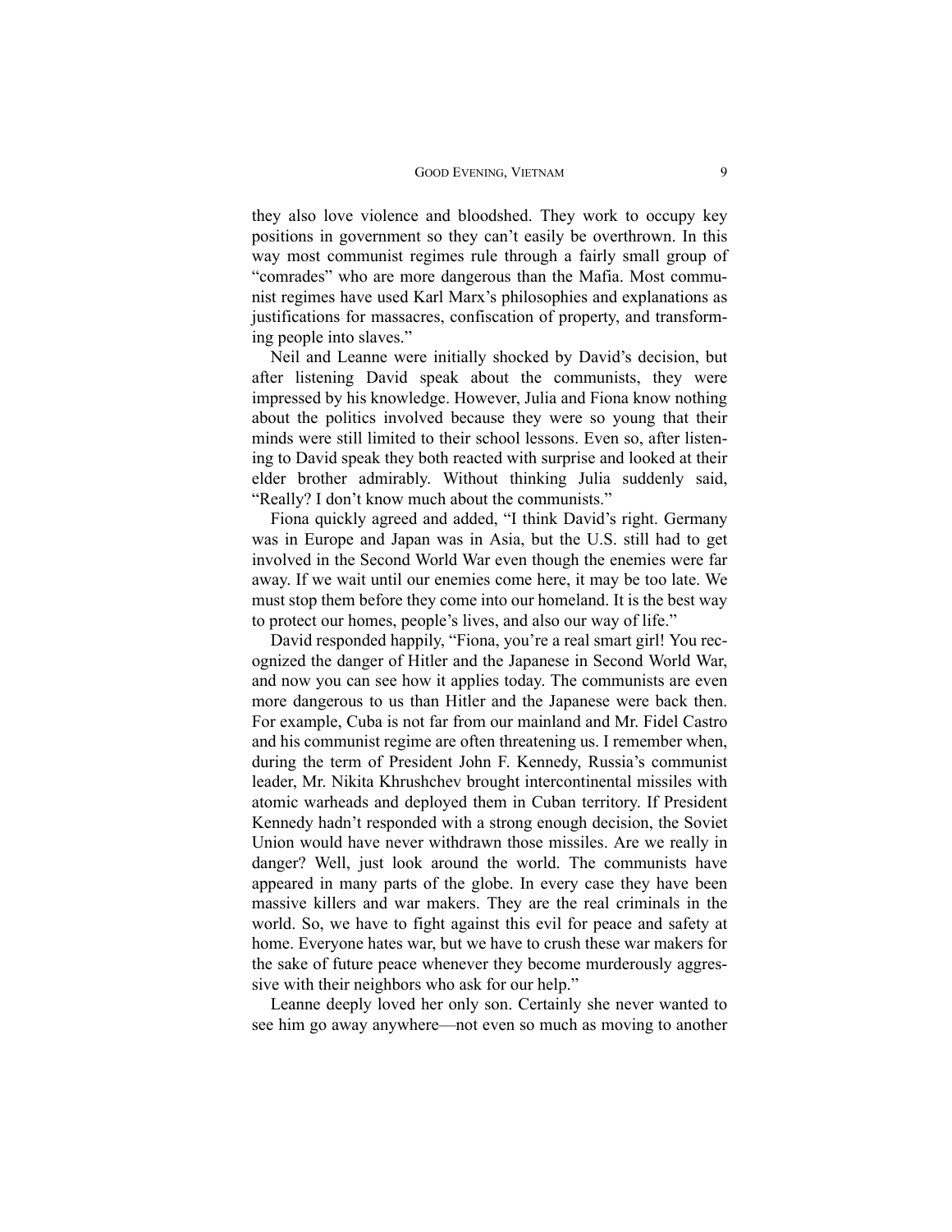they also love violence and bloodshed. They work to occupy key positions in government so they can't easily be overthrown. In this way most communist regimes rule through a fairly small group of "comrades" who are more dangerous than the Mafia. Most communist regimes have used Karl Marx's philosophies and explanations as justifications for massacres, confiscation of property, and transforming people into slaves."

Neil and Leanne were initially shocked by David's decision, but after listening David speak about the communists, they were impressed by his knowledge. However, Julia and Fiona know nothing about the politics involved because they were so young that their minds were still limited to their school lessons. Even so, after listening to David speak they both reacted with surprise and looked at their elder brother admirably. Without thinking Julia suddenly said, "Really? I don't know much about the communists."

Fiona quickly agreed and added, "I think David's right. Germany was in Europe and Japan was in Asia, but the U.S. still had to get involved in the Second World War even though the enemies were far away. If we wait until our enemies come here, it may be too late. We must stop them before they come into our homeland. It is the best way to protect our homes, people's lives, and also our way of life."

David responded happily, "Fiona, you're a real smart girl! You recognized the danger of Hitler and the Japanese in Second World War, and now you can see how it applies today. The communists are even more dangerous to us than Hitler and the Japanese were back then. For example, Cuba is not far from our mainland and Mr. Fidel Castro and his communist regime are often threatening us. I remember when, during the term of President John F. Kennedy, Russia's communist leader, Mr. Nikita Khrushchev brought intercontinental missiles with atomic warheads and deployed them in Cuban territory. If President Kennedy hadn't responded with a strong enough decision, the Soviet Union would have never withdrawn those missiles. Are we really in danger? Well, just look around the world. The communists have appeared in many parts of the globe. In every case they have been massive killers and war makers. They are the real criminals in the world. So, we have to fight against this evil for peace and safety at home. Everyone hates war, but we have to crush these war makers for the sake of future peace whenever they become murderously aggressive with their neighbors who ask for our help."

Leanne deeply loved her only son. Certainly she never wanted to see him go away anywhere—not even so much as moving to another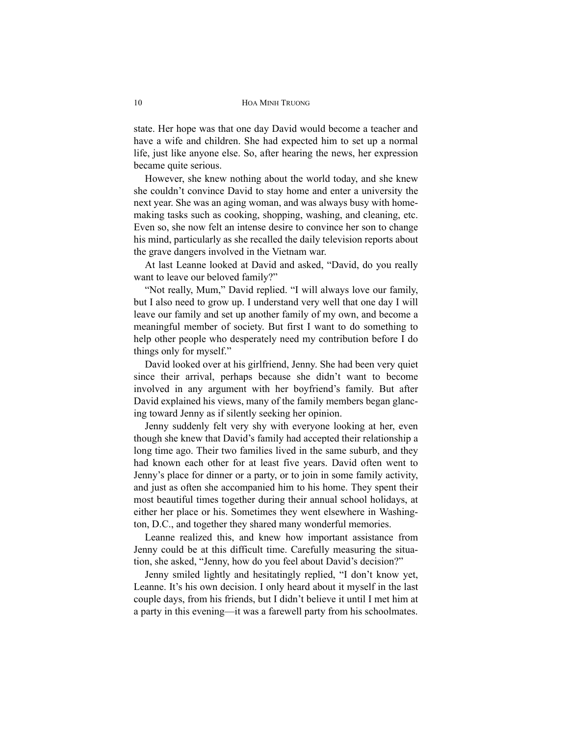state. Her hope was that one day David would become a teacher and have a wife and children. She had expected him to set up a normal life, just like anyone else. So, after hearing the news, her expression became quite serious.

However, she knew nothing about the world today, and she knew she couldn't convince David to stay home and enter a university the next year. She was an aging woman, and was always busy with home-making tasks such as cooking, shopping, washing, and cleaning, etc. Even so, she now felt an intense desire to convince her son to change his mind, particularly as she recalled the daily television reports about the grave dangers involved in the Vietnam war.

At last Leanne looked at David and asked, "David, do you really want to leave our beloved family?"

"Not really, Mum," David replied. "I will always love our family, but I also need to grow up. I understand very well that one day I will leave our family and set up another family of my own, and become a meaningful member of society. But first I want to do something to help other people who desperately need my contribution before I do things only for myself."

David looked over at his girlfriend, Jenny. She had been very quiet since their arrival, perhaps because she didn't want to become involved in any argument with her boyfriend's family. But after David explained his views, many of the family members began glancing toward Jenny as if silently seeking her opinion.

Jenny suddenly felt very shy with everyone looking at her, even though she knew that David's family had accepted their relationship a long time ago. Their two families lived in the same suburb, and they had known each other for at least five years. David often went to Jenny's place for dinner or a party, or to join in some family activity, and just as often she accompanied him to his home. They spent their most beautiful times together during their annual school holidays, at either her place or his. Sometimes they went elsewhere in Washington, D.C., and together they shared many wonderful memories.

Leanne realized this, and knew how important assistance from Jenny could be at this difficult time. Carefully measuring the situation, she asked, "Jenny, how do you feel about David's decision?"

Jenny smiled lightly and hesitatingly replied, "I don't know yet, Leanne. It's his own decision. I only heard about it myself in the last couple days, from his friends, but I didn't believe it until I met him at a party in this evening—it was a farewell party from his schoolmates.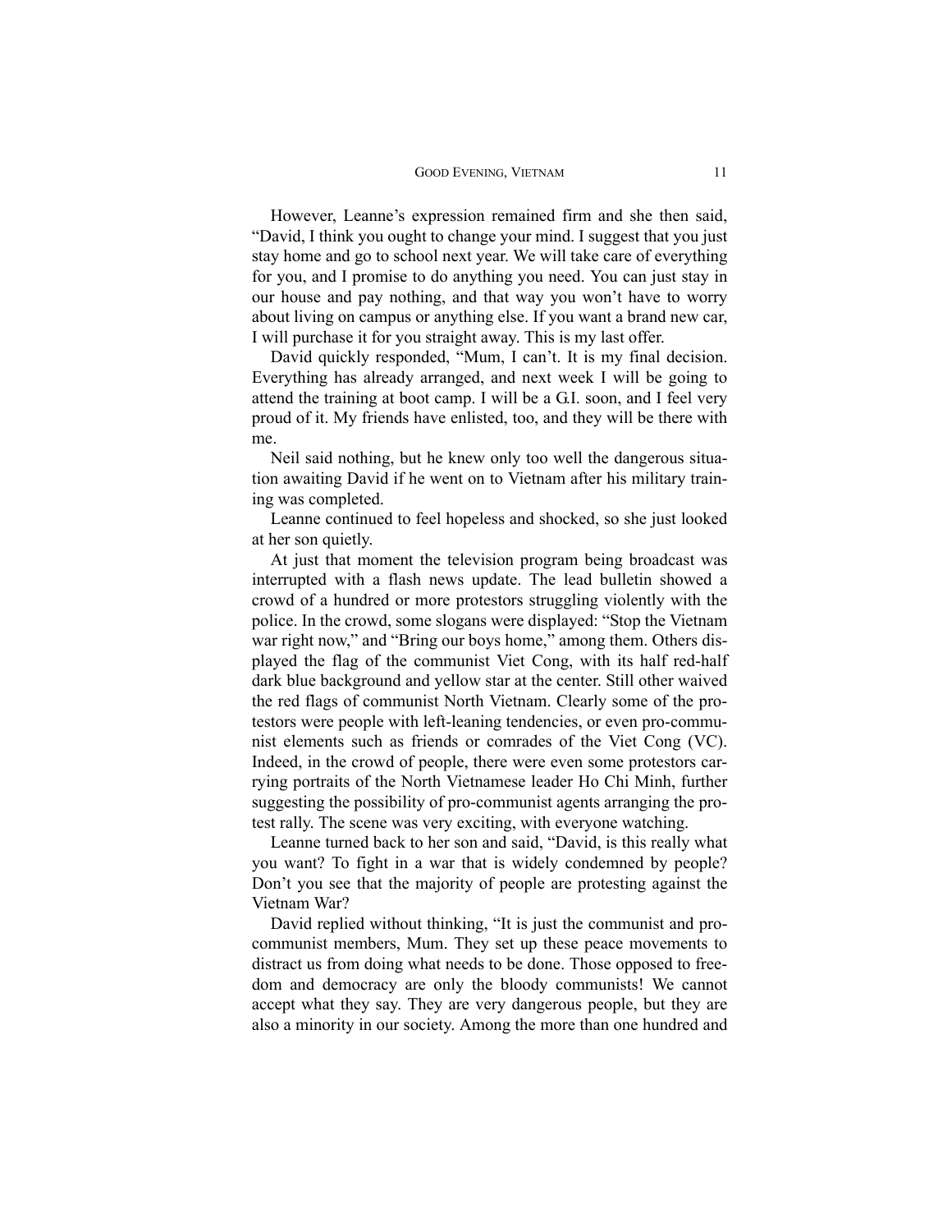However, Leanne's expression remained firm and she then said, "David, I think you ought to change your mind. I suggest that you just stay home and go to school next year. We will take care of everything for you, and I promise to do anything you need. You can just stay in our house and pay nothing, and that way you won't have to worry about living on campus or anything else. If you want a brand new car, I will purchase it for you straight away. This is my last offer.

David quickly responded, "Mum, I can't. It is my final decision. Everything has already arranged, and next week I will be going to attend the training at boot camp. I will be a G.I. soon, and I feel very proud of it. My friends have enlisted, too, and they will be there with me.

Neil said nothing, but he knew only too well the dangerous situation awaiting David if he went on to Vietnam after his military training was completed.

Leanne continued to feel hopeless and shocked, so she just looked at her son quietly.

At just that moment the television program being broadcast was interrupted with a flash news update. The lead bulletin showed a crowd of a hundred or more protestors struggling violently with the police. In the crowd, some slogans were displayed: "Stop the Vietnam war right now," and "Bring our boys home," among them. Others displayed the flag of the communist Viet Cong, with its half red-half dark blue background and yellow star at the center. Still other waived the red flags of communist North Vietnam. Clearly some of the protestors were people with left-leaning tendencies, or even pro-communist elements such as friends or comrades of the Viet Cong (VC). Indeed, in the crowd of people, there were even some protestors carrying portraits of the North Vietnamese leader Ho Chi Minh, further suggesting the possibility of pro-communist agents arranging the protest rally. The scene was very exciting, with everyone watching.

Leanne turned back to her son and said, "David, is this really what you want? To fight in a war that is widely condemned by people? Don't you see that the majority of people are protesting against the Vietnam War?

David replied without thinking, "It is just the communist and pro-communist members, Mum. They set up these peace movements to distract us from doing what needs to be done. Those opposed to freedom and democracy are only the bloody communists! We cannot accept what they say. They are very dangerous people, but they are also a minority in our society. Among the more than one hundred and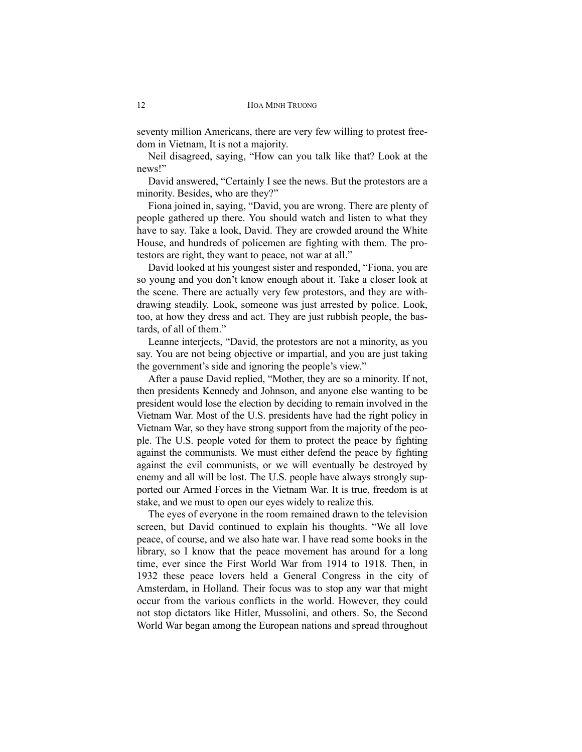seventy million Americans, there are very few willing to protest freedom in Vietnam, It is not a majority.

Neil disagreed, saying, "How can you talk like that? Look at the news!"

David answered, "Certainly I see the news. But the protestors are a minority. Besides, who are they?"

Fiona joined in, saying, "David, you are wrong. There are plenty of people gathered up there. You should watch and listen to what they have to say. Take a look, David. They are crowded around the White House, and hundreds of policemen are fighting with them. The protestors are right, they want to peace, not war at all."

David looked at his youngest sister and responded, "Fiona, you are so young and you don't know enough about it. Take a closer look at the scene. There are actually very few protestors, and they are withdrawing steadily. Look, someone was just arrested by police. Look, too, at how they dress and act. They are just rubbish people, the bastards, of all of them."

Leanne interjects, "David, the protestors are not a minority, as you say. You are not being objective or impartial, and you are just taking the government's side and ignoring the people's view."

After a pause David replied, "Mother, they are so a minority. If not, then presidents Kennedy and Johnson, and anyone else wanting to be president would lose the election by deciding to remain involved in the Vietnam War. Most of the U.S. presidents have had the right policy in Vietnam War, so they have strong support from the majority of the people. The U.S. people voted for them to protect the peace by fighting against the communists. We must either defend the peace by fighting against the evil communists, or we will eventually be destroyed by enemy and all will be lost. The U.S. people have always strongly supported our Armed Forces in the Vietnam War. It is true, freedom is at stake, and we must to open our eyes widely to realize this.

The eyes of everyone in the room remained drawn to the television screen, but David continued to explain his thoughts. "We all love peace, of course, and we also hate war. I have read some books in the library, so I know that the peace movement has around for a long time, ever since the First World War from 1914 to 1918. Then, in 1932 these peace lovers held a General Congress in the city of Amsterdam, in Holland. Their focus was to stop any war that might occur from the various conflicts in the world. However, they could not stop dictators like Hitler, Mussolini, and others. So, the Second World War began among the European nations and spread throughout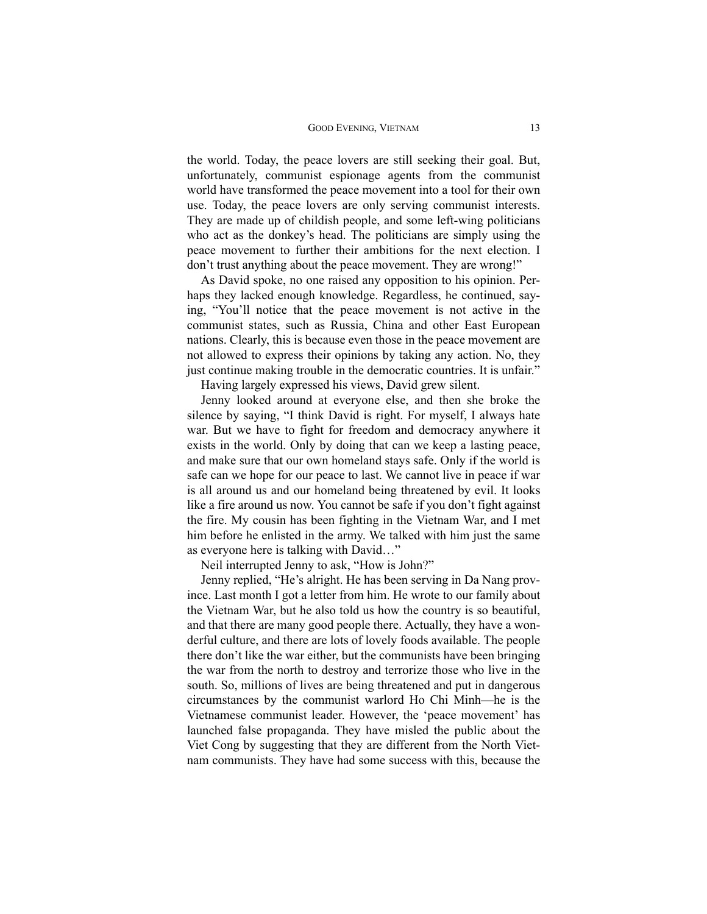the world. Today, the peace lovers are still seeking their goal. But, unfortunately, communist espionage agents from the communist world have transformed the peace movement into a tool for their own use. Today, the peace lovers are only serving communist interests. They are made up of childish people, and some left-wing politicians who act as the donkey's head. The politicians are simply using the peace movement to further their ambitions for the next election. I don't trust anything about the peace movement. They are wrong!"

As David spoke, no one raised any opposition to his opinion. Perhaps they lacked enough knowledge. Regardless, he continued, saying, "You'll notice that the peace movement is not active in the communist states, such as Russia, China and other East European nations. Clearly, this is because even those in the peace movement are not allowed to express their opinions by taking any action. No, they just continue making trouble in the democratic countries. It is unfair."

Having largely expressed his views, David grew silent.

Jenny looked around at everyone else, and then she broke the silence by saying, "I think David is right. For myself, I always hate war. But we have to fight for freedom and democracy anywhere it exists in the world. Only by doing that can we keep a lasting peace, and make sure that our own homeland stays safe. Only if the world is safe can we hope for our peace to last. We cannot live in peace if war is all around us and our homeland being threatened by evil. It looks like a fire around us now. You cannot be safe if you don't fight against the fire. My cousin has been fighting in the Vietnam War, and I met him before he enlisted in the army. We talked with him just the same as everyone here is talking with David…"

Neil interrupted Jenny to ask, "How is John?"

Jenny replied, "He's alright. He has been serving in Da Nang province. Last month I got a letter from him. He wrote to our family about the Vietnam War, but he also told us how the country is so beautiful, and that there are many good people there. Actually, they have a wonderful culture, and there are lots of lovely foods available. The people there don't like the war either, but the communists have been bringing the war from the north to destroy and terrorize those who live in the south. So, millions of lives are being threatened and put in dangerous circumstances by the communist warlord Ho Chi Minh—he is the Vietnamese communist leader. However, the 'peace movement' has launched false propaganda. They have misled the public about the Viet Cong by suggesting that they are different from the North Vietnam communists. They have had some success with this, because the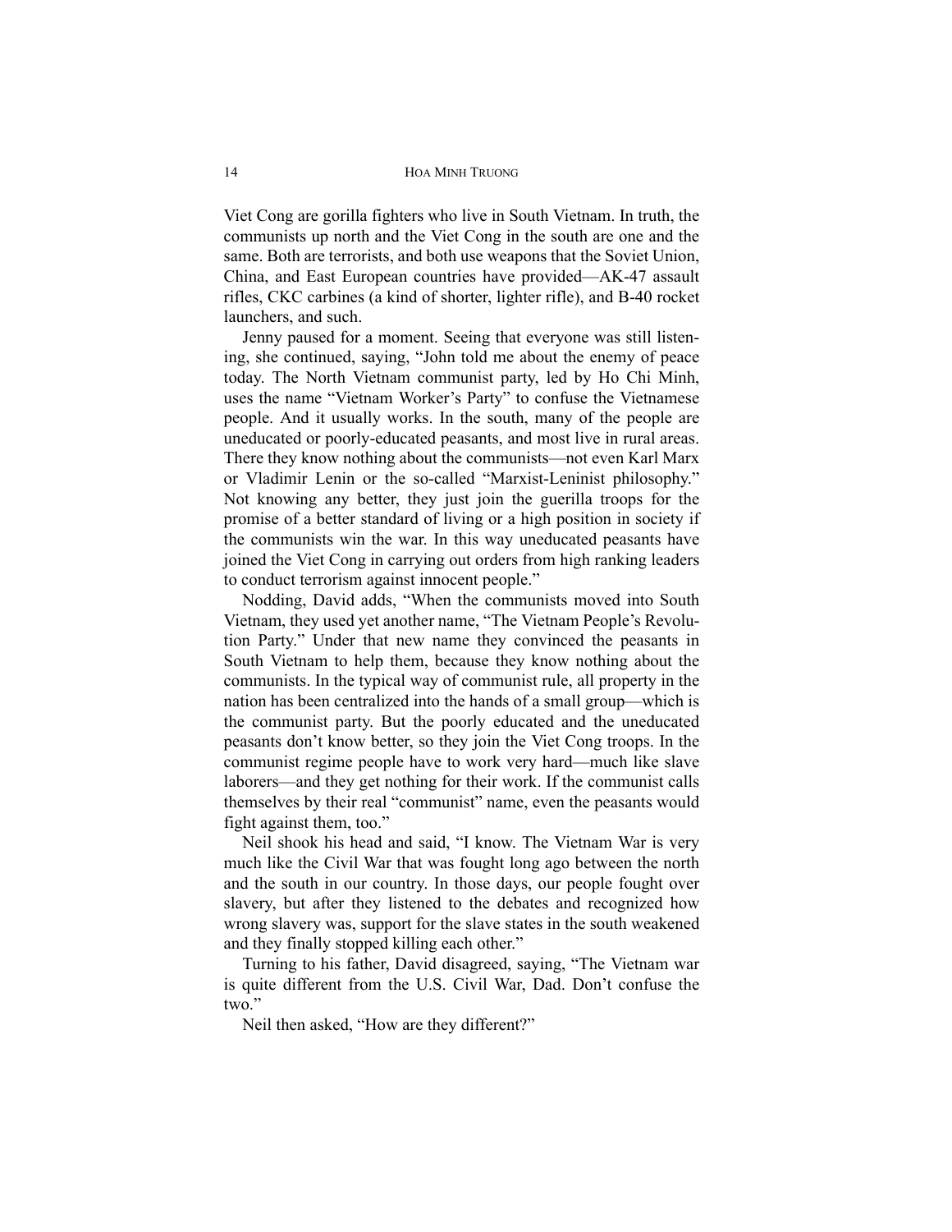Viet Cong are gorilla fighters who live in South Vietnam. In truth, the communists up north and the Viet Cong in the south are one and the same. Both are terrorists, and both use weapons that the Soviet Union, China, and East European countries have provided—AK-47 assault rifles, CKC carbines (a kind of shorter, lighter rifle), and B-40 rocket launchers, and such.

Jenny paused for a moment. Seeing that everyone was still listening, she continued, saying, "John told me about the enemy of peace today. The North Vietnam communist party, led by Ho Chi Minh, uses the name "Vietnam Worker's Party" to confuse the Vietnamese people. And it usually works. In the south, many of the people are uneducated or poorly-educated peasants, and most live in rural areas. There they know nothing about the communists—not even Karl Marx or Vladimir Lenin or the so-called "Marxist-Leninist philosophy." Not knowing any better, they just join the guerilla troops for the promise of a better standard of living or a high position in society if the communists win the war. In this way uneducated peasants have joined the Viet Cong in carrying out orders from high ranking leaders to conduct terrorism against innocent people."

Nodding, David adds, "When the communists moved into South Vietnam, they used yet another name, "The Vietnam People's Revolution Party." Under that new name they convinced the peasants in South Vietnam to help them, because they know nothing about the communists. In the typical way of communist rule, all property in the nation has been centralized into the hands of a small group—which is the communist party. But the poorly educated and the uneducated peasants don't know better, so they join the Viet Cong troops. In the communist regime people have to work very hard—much like slave laborers—and they get nothing for their work. If the communist calls themselves by their real "communist" name, even the peasants would fight against them, too."

Neil shook his head and said, "I know. The Vietnam War is very much like the Civil War that was fought long ago between the north and the south in our country. In those days, our people fought over slavery, but after they listened to the debates and recognized how wrong slavery was, support for the slave states in the south weakened and they finally stopped killing each other."

Turning to his father, David disagreed, saying, "The Vietnam war is quite different from the U.S. Civil War, Dad. Don't confuse the two."

Neil then asked, "How are they different?"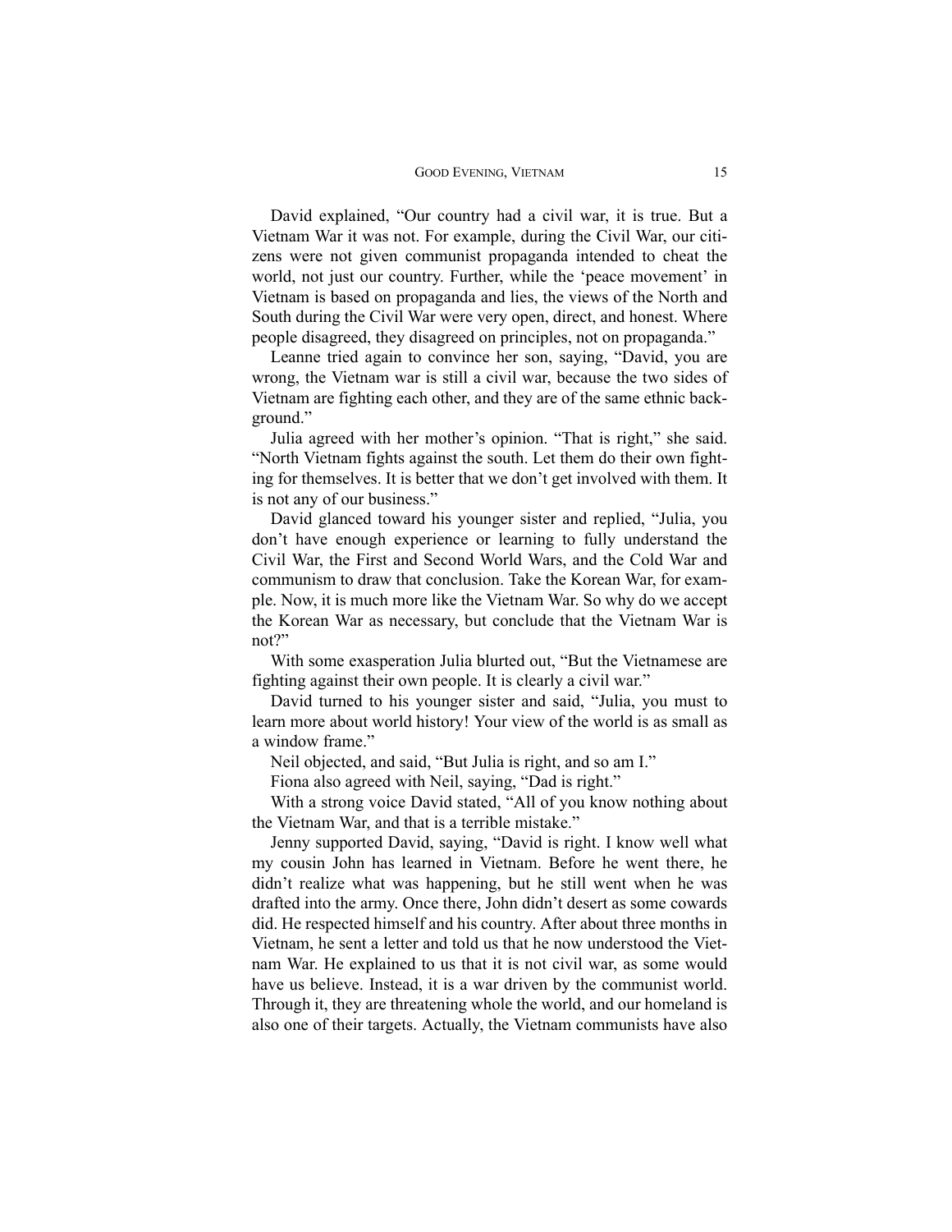David explained, "Our country had a civil war, it is true. But a Vietnam War it was not. For example, during the Civil War, our citizens were not given communist propaganda intended to cheat the world, not just our country. Further, while the 'peace movement' in Vietnam is based on propaganda and lies, the views of the North and South during the Civil War were very open, direct, and honest. Where people disagreed, they disagreed on principles, not on propaganda."

Leanne tried again to convince her son, saying, "David, you are wrong, the Vietnam war is still a civil war, because the two sides of Vietnam are fighting each other, and they are of the same ethnic background."

Julia agreed with her mother's opinion. "That is right," she said. "North Vietnam fights against the south. Let them do their own fighting for themselves. It is better that we don't get involved with them. It is not any of our business."

David glanced toward his younger sister and replied, "Julia, you don't have enough experience or learning to fully understand the Civil War, the First and Second World Wars, and the Cold War and communism to draw that conclusion. Take the Korean War, for example. Now, it is much more like the Vietnam War. So why do we accept the Korean War as necessary, but conclude that the Vietnam War is not?"

With some exasperation Julia blurted out, "But the Vietnamese are fighting against their own people. It is clearly a civil war."

David turned to his younger sister and said, "Julia, you must to learn more about world history! Your view of the world is as small as a window frame."

Neil objected, and said, "But Julia is right, and so am I."

Fiona also agreed with Neil, saying, "Dad is right."

With a strong voice David stated, "All of you know nothing about the Vietnam War, and that is a terrible mistake."

Jenny supported David, saying, "David is right. I know well what my cousin John has learned in Vietnam. Before he went there, he didn't realize what was happening, but he still went when he was drafted into the army. Once there, John didn't desert as some cowards did. He respected himself and his country. After about three months in Vietnam, he sent a letter and told us that he now understood the Vietnam War. He explained to us that it is not civil war, as some would have us believe. Instead, it is a war driven by the communist world. Through it, they are threatening whole the world, and our homeland is also one of their targets. Actually, the Vietnam communists have also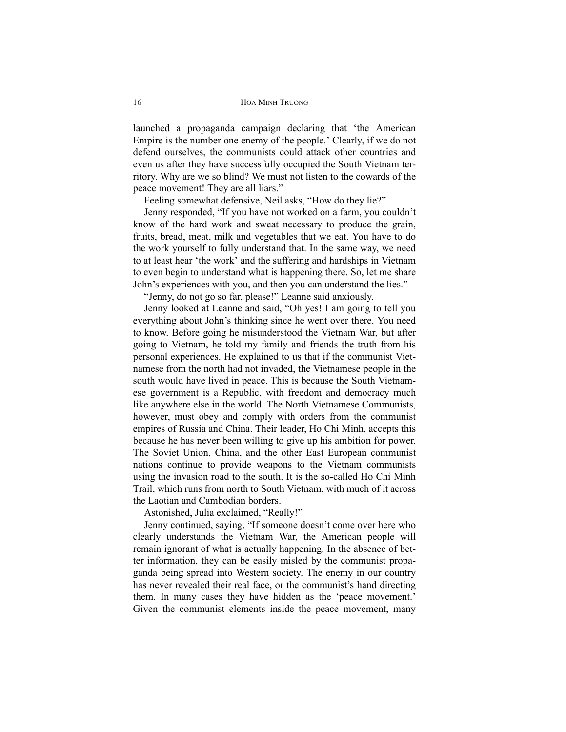launched a propaganda campaign declaring that 'the American Empire is the number one enemy of the people.' Clearly, if we do not defend ourselves, the communists could attack other countries and even us after they have successfully occupied the South Vietnam territory. Why are we so blind? We must not listen to the cowards of the peace movement! They are all liars."

Feeling somewhat defensive, Neil asks, "How do they lie?"

Jenny responded, "If you have not worked on a farm, you couldn't know of the hard work and sweat necessary to produce the grain, fruits, bread, meat, milk and vegetables that we eat. You have to do the work yourself to fully understand that. In the same way, we need to at least hear 'the work' and the suffering and hardships in Vietnam to even begin to understand what is happening there. So, let me share John's experiences with you, and then you can understand the lies."

"Jenny, do not go so far, please!" Leanne said anxiously.

Jenny looked at Leanne and said, "Oh yes! I am going to tell you everything about John's thinking since he went over there. You need to know. Before going he misunderstood the Vietnam War, but after going to Vietnam, he told my family and friends the truth from his personal experiences. He explained to us that if the communist Vietnamese from the north had not invaded, the Vietnamese people in the south would have lived in peace. This is because the South Vietnamese government is a Republic, with freedom and democracy much like anywhere else in the world. The North Vietnamese Communists, however, must obey and comply with orders from the communist empires of Russia and China. Their leader, Ho Chi Minh, accepts this because he has never been willing to give up his ambition for power. The Soviet Union, China, and the other East European communist nations continue to provide weapons to the Vietnam communists using the invasion road to the south. It is the so-called Ho Chi Minh Trail, which runs from north to South Vietnam, with much of it across the Laotian and Cambodian borders.

Astonished, Julia exclaimed, "Really!"

Jenny continued, saying, "If someone doesn't come over here who clearly understands the Vietnam War, the American people will remain ignorant of what is actually happening. In the absence of better information, they can be easily misled by the communist propaganda being spread into Western society. The enemy in our country has never revealed their real face, or the communist's hand directing them. In many cases they have hidden as the 'peace movement.' Given the communist elements inside the peace movement, many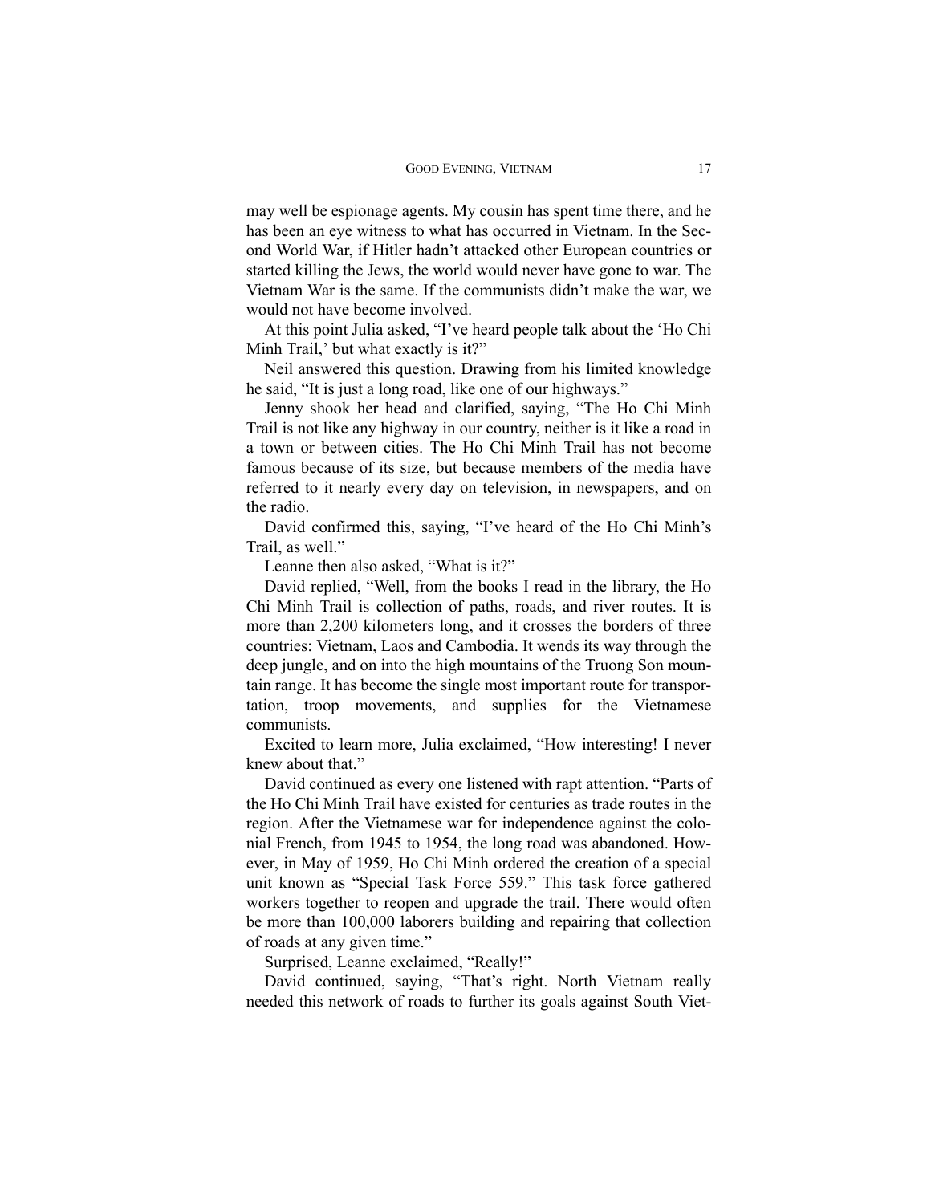may well be espionage agents. My cousin has spent time there, and he has been an eye witness to what has occurred in Vietnam. In the Second World War, if Hitler hadn't attacked other European countries or started killing the Jews, the world would never have gone to war. The Vietnam War is the same. If the communists didn't make the war, we would not have become involved.

At this point Julia asked, "I've heard people talk about the 'Ho Chi Minh Trail,' but what exactly is it?"

Neil answered this question. Drawing from his limited knowledge he said, "It is just a long road, like one of our highways."

Jenny shook her head and clarified, saying, "The Ho Chi Minh Trail is not like any highway in our country, neither is it like a road in a town or between cities. The Ho Chi Minh Trail has not become famous because of its size, but because members of the media have referred to it nearly every day on television, in newspapers, and on the radio.

David confirmed this, saying, "I've heard of the Ho Chi Minh's Trail, as well."

Leanne then also asked, "What is it?"

David replied, "Well, from the books I read in the library, the Ho Chi Minh Trail is collection of paths, roads, and river routes. It is more than 2,200 kilometers long, and it crosses the borders of three countries: Vietnam, Laos and Cambodia. It wends its way through the deep jungle, and on into the high mountains of the Truong Son mountain range. It has become the single most important route for transportation, troop movements, and supplies for the Vietnamese communists.

Excited to learn more, Julia exclaimed, "How interesting! I never knew about that."

David continued as every one listened with rapt attention. "Parts of the Ho Chi Minh Trail have existed for centuries as trade routes in the region. After the Vietnamese war for independence against the colonial French, from 1945 to 1954, the long road was abandoned. However, in May of 1959, Ho Chi Minh ordered the creation of a special unit known as "Special Task Force 559." This task force gathered workers together to reopen and upgrade the trail. There would often be more than 100,000 laborers building and repairing that collection of roads at any given time."

Surprised, Leanne exclaimed, "Really!"

David continued, saying, "That's right. North Vietnam really needed this network of roads to further its goals against South Viet-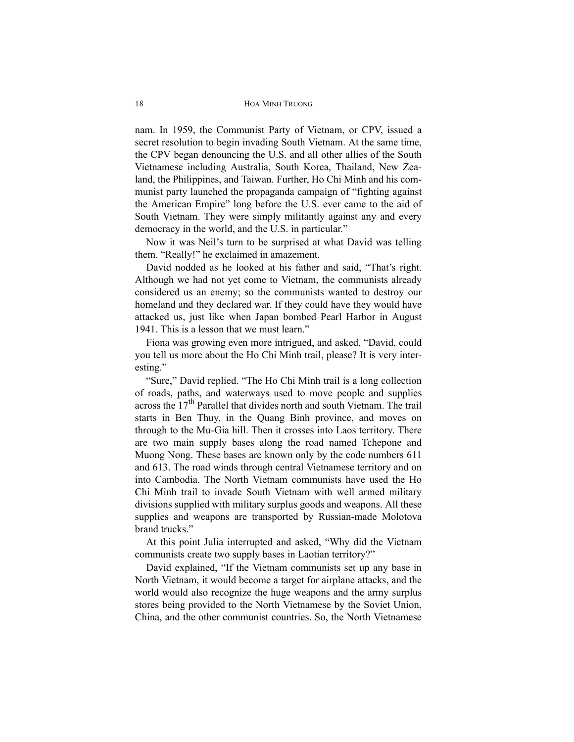nam. In 1959, the Communist Party of Vietnam, or CPV, issued a secret resolution to begin invading South Vietnam. At the same time, the CPV began denouncing the U.S. and all other allies of the South Vietnamese including Australia, South Korea, Thailand, New Zealand, the Philippines, and Taiwan. Further, Ho Chi Minh and his communist party launched the propaganda campaign of "fighting against the American Empire" long before the U.S. ever came to the aid of South Vietnam. They were simply militantly against any and every democracy in the world, and the U.S. in particular."

Now it was Neil's turn to be surprised at what David was telling them. "Really!" he exclaimed in amazement.

David nodded as he looked at his father and said, "That's right. Although we had not yet come to Vietnam, the communists already considered us an enemy; so the communists wanted to destroy our homeland and they declared war. If they could have they would have attacked us, just like when Japan bombed Pearl Harbor in August 1941. This is a lesson that we must learn."

Fiona was growing even more intrigued, and asked, "David, could you tell us more about the Ho Chi Minh trail, please? It is very interesting."

"Sure," David replied. "The Ho Chi Minh trail is a long collection of roads, paths, and waterways used to move people and supplies across the 17th Parallel that divides north and south Vietnam. The trail starts in Ben Thuy, in the Quang Binh province, and moves on through to the Mu-Gia hill. Then it crosses into Laos territory. There are two main supply bases along the road named Tchepone and Muong Nong. These bases are known only by the code numbers 611 and 613. The road winds through central Vietnamese territory and on into Cambodia. The North Vietnam communists have used the Ho Chi Minh trail to invade South Vietnam with well armed military divisions supplied with military surplus goods and weapons. All these supplies and weapons are transported by Russian-made Molotova brand trucks."

At this point Julia interrupted and asked, "Why did the Vietnam communists create two supply bases in Laotian territory?"

David explained, "If the Vietnam communists set up any base in North Vietnam, it would become a target for airplane attacks, and the world would also recognize the huge weapons and the army surplus stores being provided to the North Vietnamese by the Soviet Union, China, and the other communist countries. So, the North Vietnamese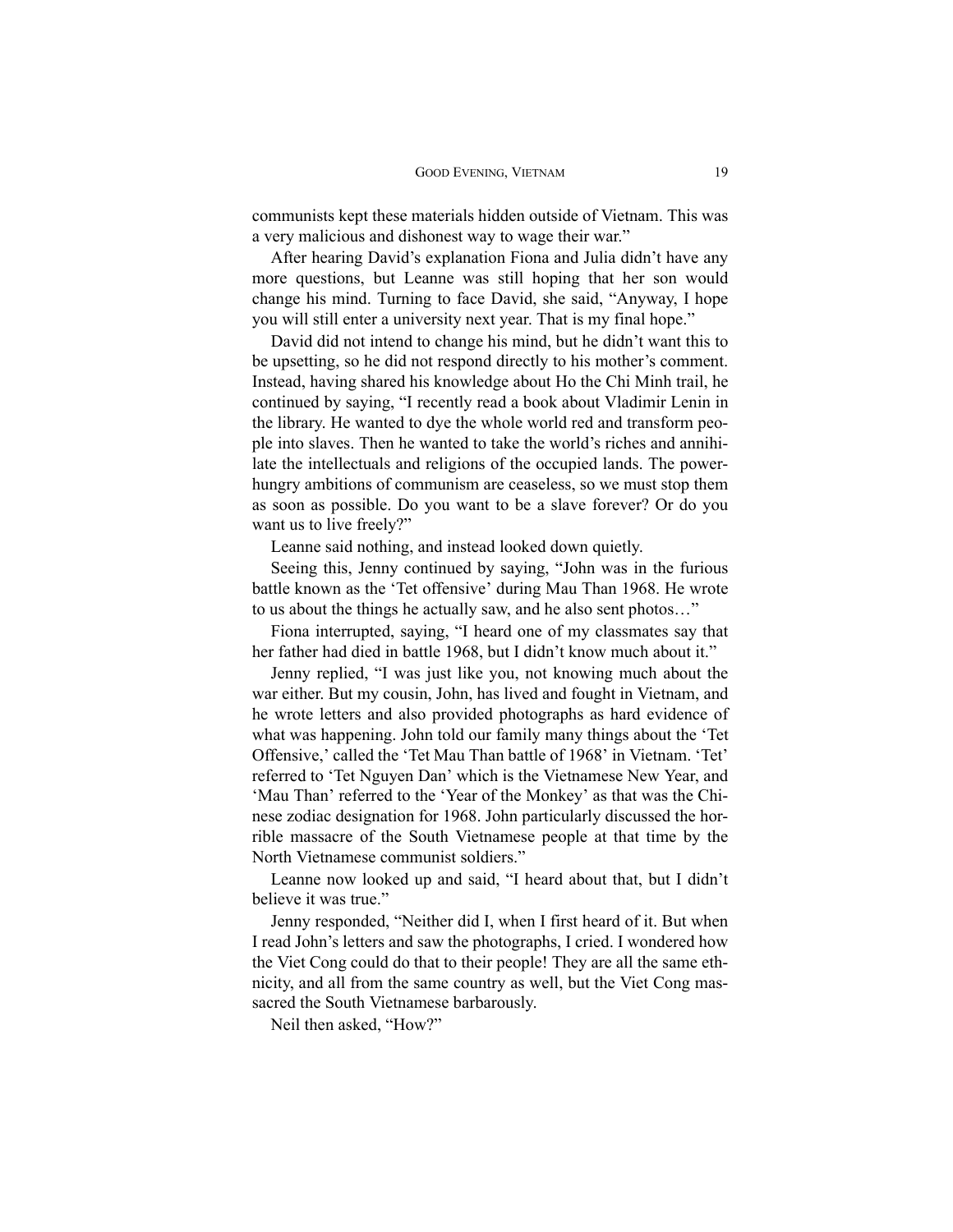communists kept these materials hidden outside of Vietnam. This was a very malicious and dishonest way to wage their war."

After hearing David's explanation Fiona and Julia didn't have any more questions, but Leanne was still hoping that her son would change his mind. Turning to face David, she said, "Anyway, I hope you will still enter a university next year. That is my final hope."

David did not intend to change his mind, but he didn't want this to be upsetting, so he did not respond directly to his mother's comment. Instead, having shared his knowledge about Ho the Chi Minh trail, he continued by saying, "I recently read a book about Vladimir Lenin in the library. He wanted to dye the whole world red and transform people into slaves. Then he wanted to take the world's riches and annihilate the intellectuals and religions of the occupied lands. The power-hungry ambitions of communism are ceaseless, so we must stop them as soon as possible. Do you want to be a slave forever? Or do you want us to live freely?"

Leanne said nothing, and instead looked down quietly.

Seeing this, Jenny continued by saying, "John was in the furious battle known as the 'Tet offensive' during Mau Than 1968. He wrote to us about the things he actually saw, and he also sent photos…"

Fiona interrupted, saying, "I heard one of my classmates say that her father had died in battle 1968, but I didn't know much about it."

Jenny replied, "I was just like you, not knowing much about the war either. But my cousin, John, has lived and fought in Vietnam, and he wrote letters and also provided photographs as hard evidence of what was happening. John told our family many things about the 'Tet Offensive,' called the 'Tet Mau Than battle of 1968' in Vietnam. 'Tet' referred to 'Tet Nguyen Dan' which is the Vietnamese New Year, and 'Mau Than' referred to the 'Year of the Monkey' as that was the Chinese zodiac designation for 1968. John particularly discussed the horrible massacre of the South Vietnamese people at that time by the North Vietnamese communist soldiers."

Leanne now looked up and said, "I heard about that, but I didn't believe it was true."

Jenny responded, "Neither did I, when I first heard of it. But when I read John's letters and saw the photographs, I cried. I wondered how the Viet Cong could do that to their people! They are all the same ethnicity, and all from the same country as well, but the Viet Cong massacred the South Vietnamese barbarously.

Neil then asked, "How?"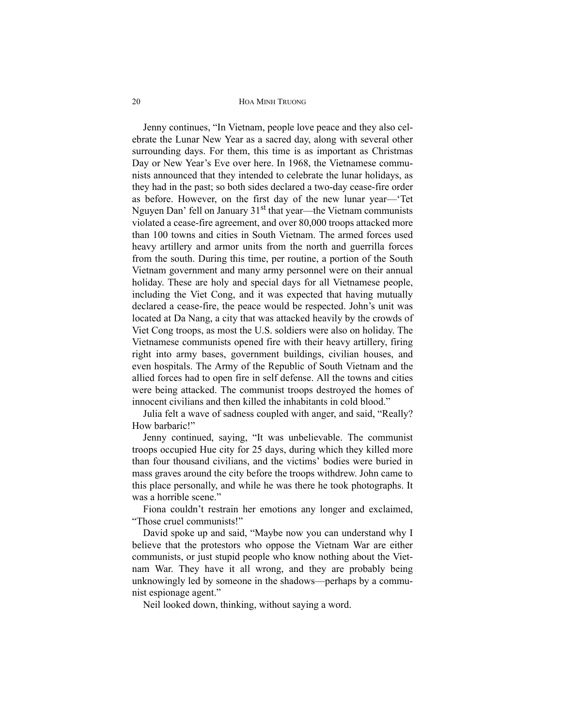Jenny continues, "In Vietnam, people love peace and they also celebrate the Lunar New Year as a sacred day, along with several other surrounding days. For them, this time is as important as Christmas Day or New Year's Eve over here. In 1968, the Vietnamese communists announced that they intended to celebrate the lunar holidays, as they had in the past; so both sides declared a two-day cease-fire order as before. However, on the first day of the new lunar year—'Tet Nguyen Dan' fell on January 31st that year—the Vietnam communists violated a cease-fire agreement, and over 80,000 troops attacked more than 100 towns and cities in South Vietnam. The armed forces used heavy artillery and armor units from the north and guerrilla forces from the south. During this time, per routine, a portion of the South Vietnam government and many army personnel were on their annual holiday. These are holy and special days for all Vietnamese people, including the Viet Cong, and it was expected that having mutually declared a cease-fire, the peace would be respected. John's unit was located at Da Nang, a city that was attacked heavily by the crowds of Viet Cong troops, as most the U.S. soldiers were also on holiday. The Vietnamese communists opened fire with their heavy artillery, firing right into army bases, government buildings, civilian houses, and even hospitals. The Army of the Republic of South Vietnam and the allied forces had to open fire in self defense. All the towns and cities were being attacked. The communist troops destroyed the homes of innocent civilians and then killed the inhabitants in cold blood."

Julia felt a wave of sadness coupled with anger, and said, "Really? How barbaric!"

Jenny continued, saying, "It was unbelievable. The communist troops occupied Hue city for 25 days, during which they killed more than four thousand civilians, and the victims' bodies were buried in mass graves around the city before the troops withdrew. John came to this place personally, and while he was there he took photographs. It was a horrible scene."

Fiona couldn't restrain her emotions any longer and exclaimed, "Those cruel communists!"

David spoke up and said, "Maybe now you can understand why I believe that the protestors who oppose the Vietnam War are either communists, or just stupid people who know nothing about the Vietnam War. They have it all wrong, and they are probably being unknowingly led by someone in the shadows—perhaps by a communist espionage agent."

Neil looked down, thinking, without saying a word.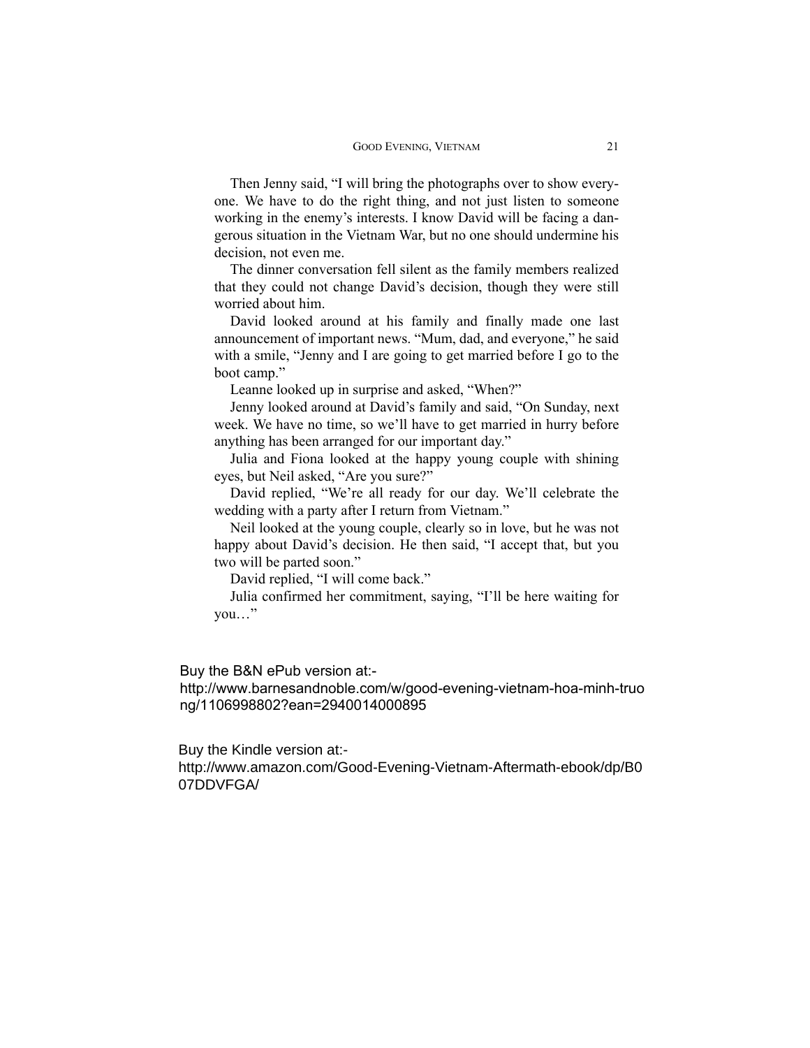Then Jenny said, "I will bring the photographs over to show everyone. We have to do the right thing, and not just listen to someone working in the enemy's interests. I know David will be facing a dangerous situation in the Vietnam War, but no one should undermine his decision, not even me.

The dinner conversation fell silent as the family members realized that they could not change David's decision, though they were still worried about him.

David looked around at his family and finally made one last announcement of important news. "Mum, dad, and everyone," he said with a smile, "Jenny and I are going to get married before I go to the boot camp."

Leanne looked up in surprise and asked, "When?"

Jenny looked around at David's family and said, "On Sunday, next week. We have no time, so we'll have to get married in hurry before anything has been arranged for our important day."

Julia and Fiona looked at the happy young couple with shining eyes, but Neil asked, "Are you sure?"

David replied, "We're all ready for our day. We'll celebrate the wedding with a party after I return from Vietnam."

Neil looked at the young couple, clearly so in love, but he was not happy about David's decision. He then said, "I accept that, but you two will be parted soon."

David replied, "I will come back."

Julia confirmed her commitment, saying, "I'll be here waiting for you…"

Buy the B&N ePub version at:-
http://www.barnesandnoble.com/w/good-evening-vietnam-hoa-minh-truong/1106998802?ean=2940014000895

Buy the Kindle version at:-
http://www.amazon.com/Good-Evening-Vietnam-Aftermath-ebook/dp/B007DDVFGA/